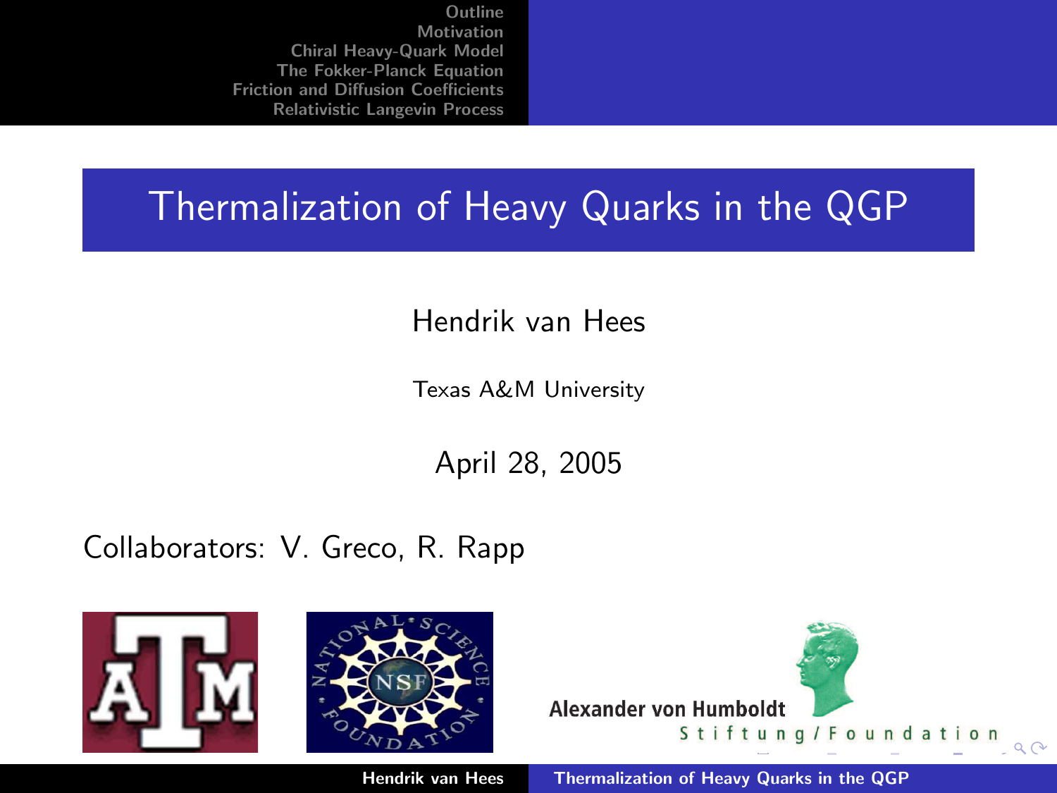# Thermalization of Heavy Quarks in the QGP

Hendrik van Hees

Texas A&M University

April 28, 2005

Collaborators: V. Greco, R. Rapp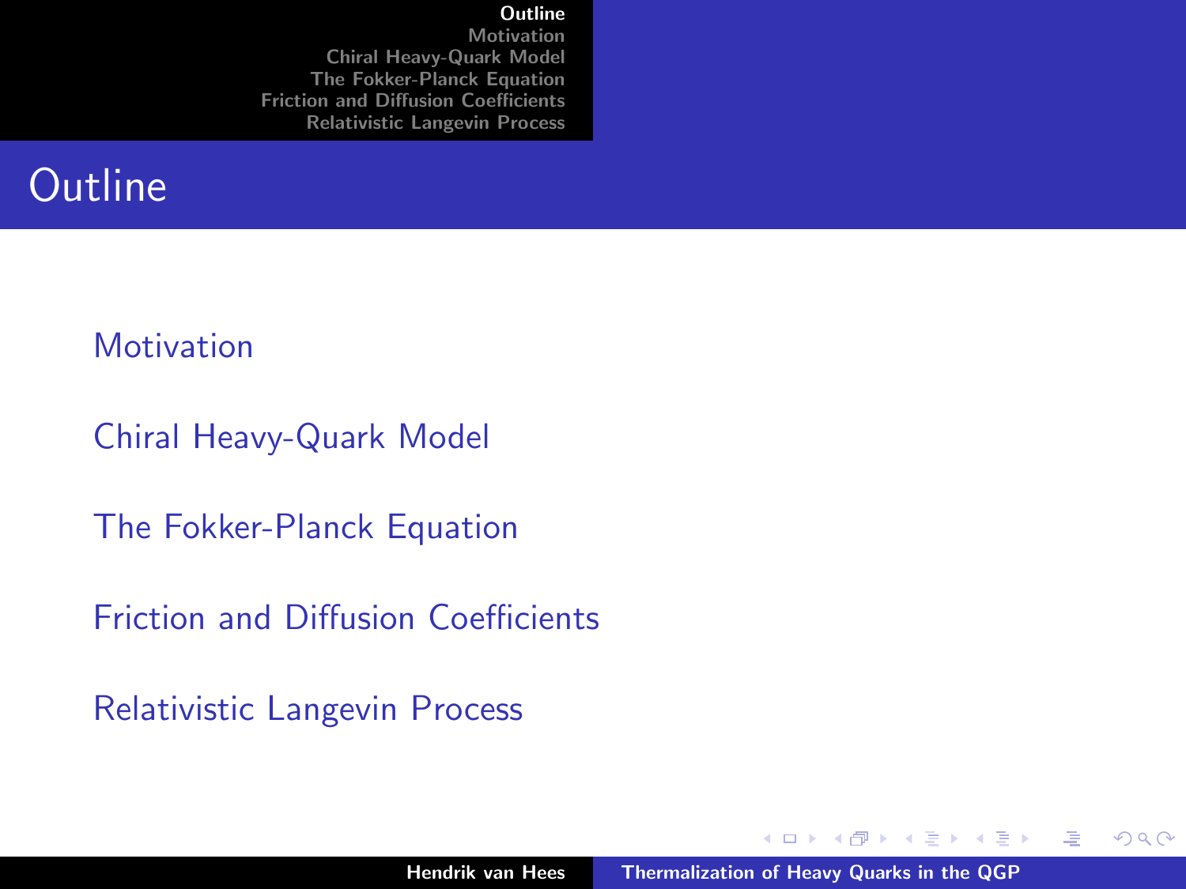# Outline

- Motivation
- Chiral Heavy-Quark Model
- The Fokker-Planck Equation
- Friction and Diffusion Coefficients
- Relativistic Langevin Process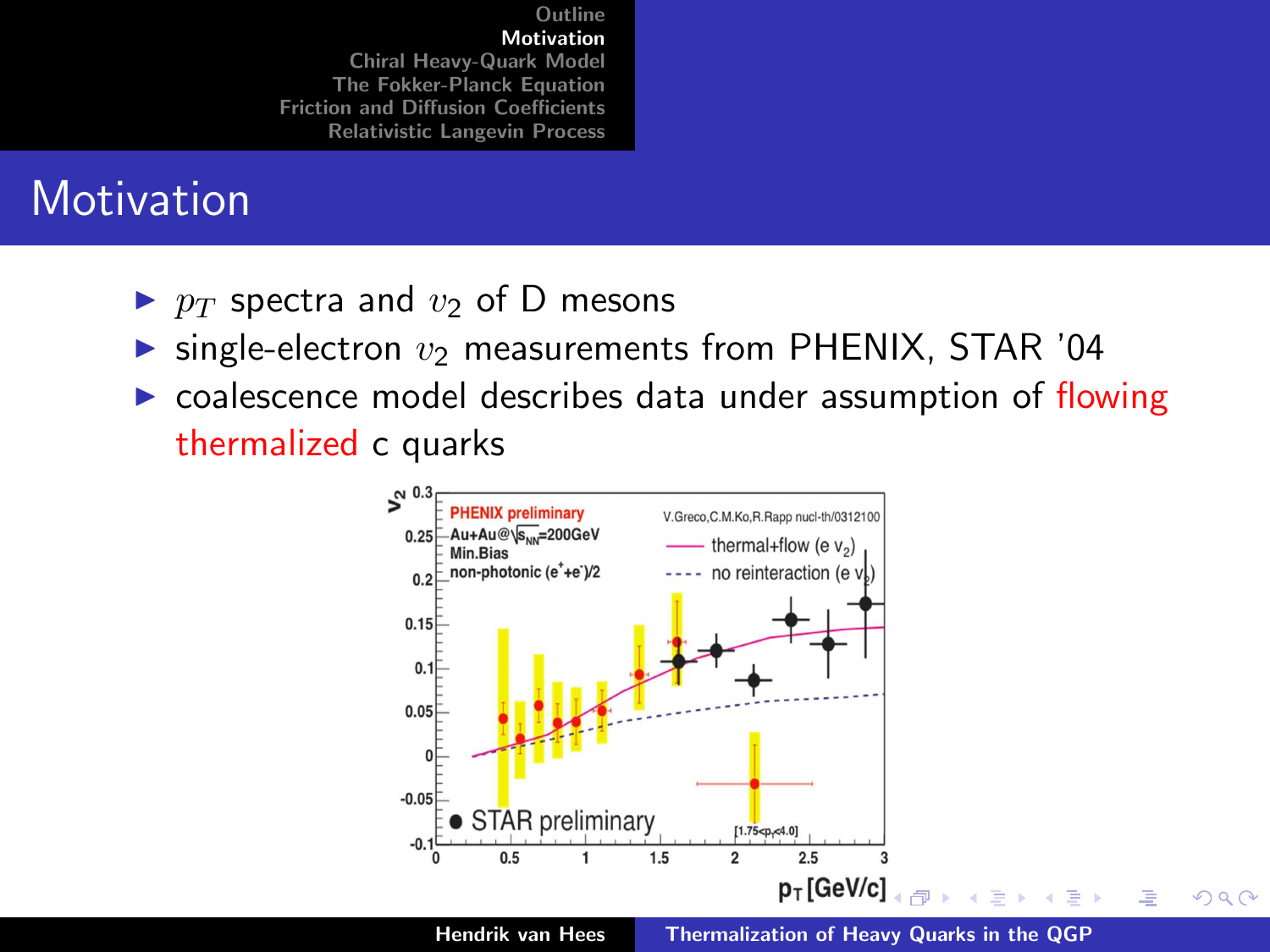# Motivation

- $p_T$ spectra and $v_2$ of D mesons
- single-electron $v_2$ measurements from PHENIX, STAR '04
- coalescence model describes data under assumption of flowing thermalized c quarks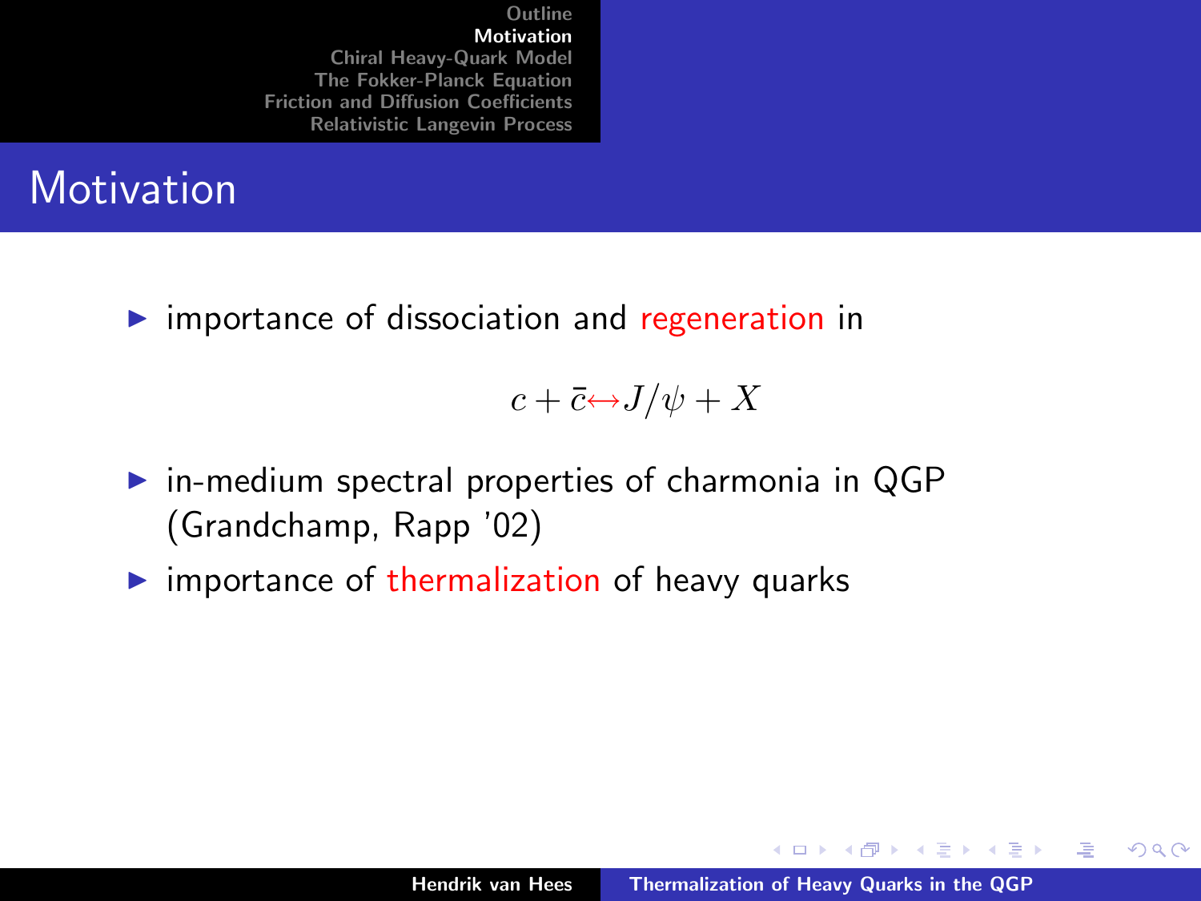# Motivation

- importance of dissociation and regeneration in

$$c + \bar{c} \leftrightarrow J/\psi + X$$

- in-medium spectral properties of charmonia in QGP (Grandchamp, Rapp '02)
- importance of thermalization of heavy quarks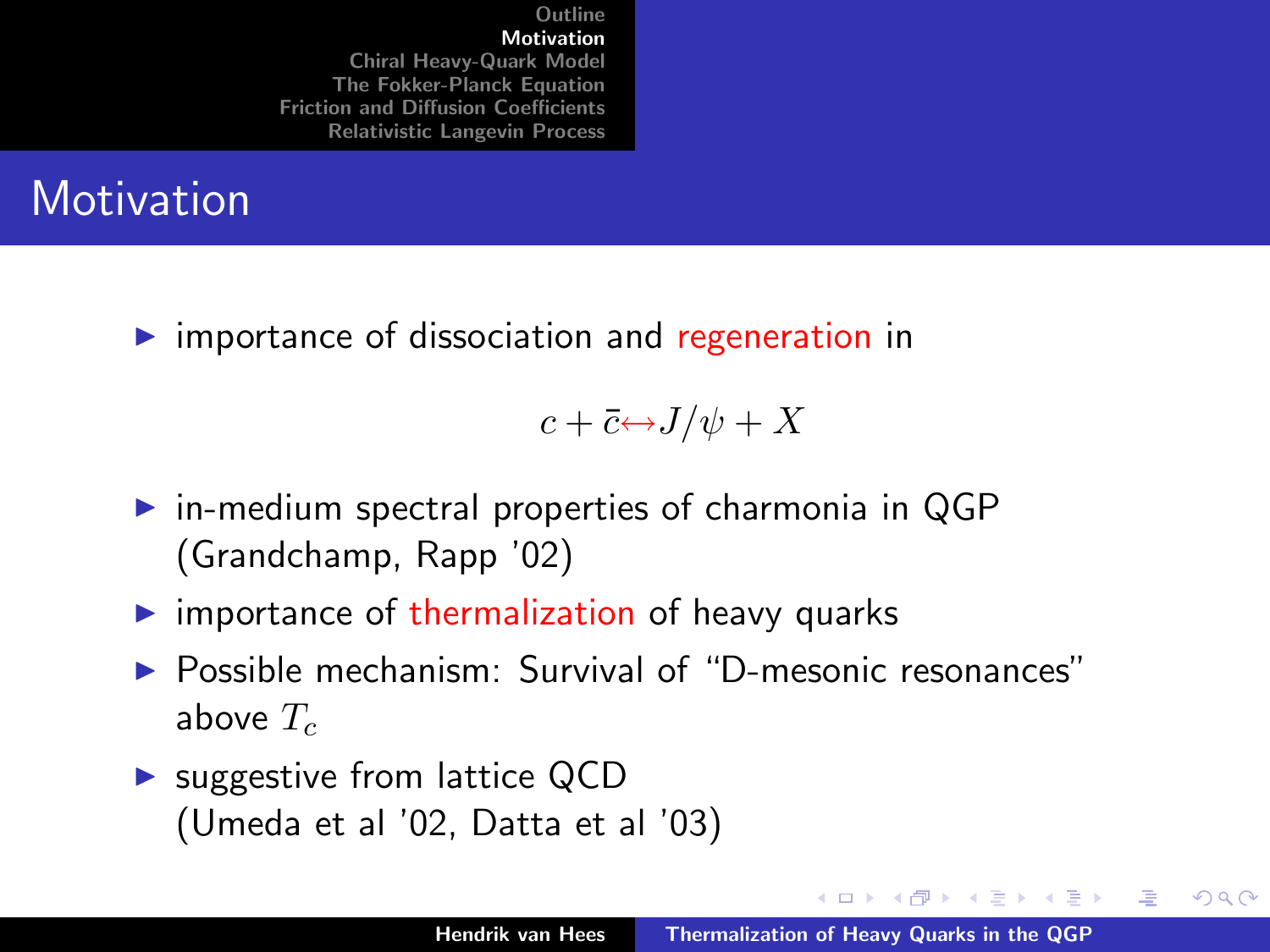# Motivation

- importance of dissociation and regeneration in

$$c + \bar{c} \leftrightarrow J/\psi + X$$

- in-medium spectral properties of charmonia in QGP (Grandchamp, Rapp '02)
- importance of thermalization of heavy quarks
- Possible mechanism: Survival of "D-mesonic resonances" above $T_c$
- suggestive from lattice QCD (Umeda et al '02, Datta et al '03)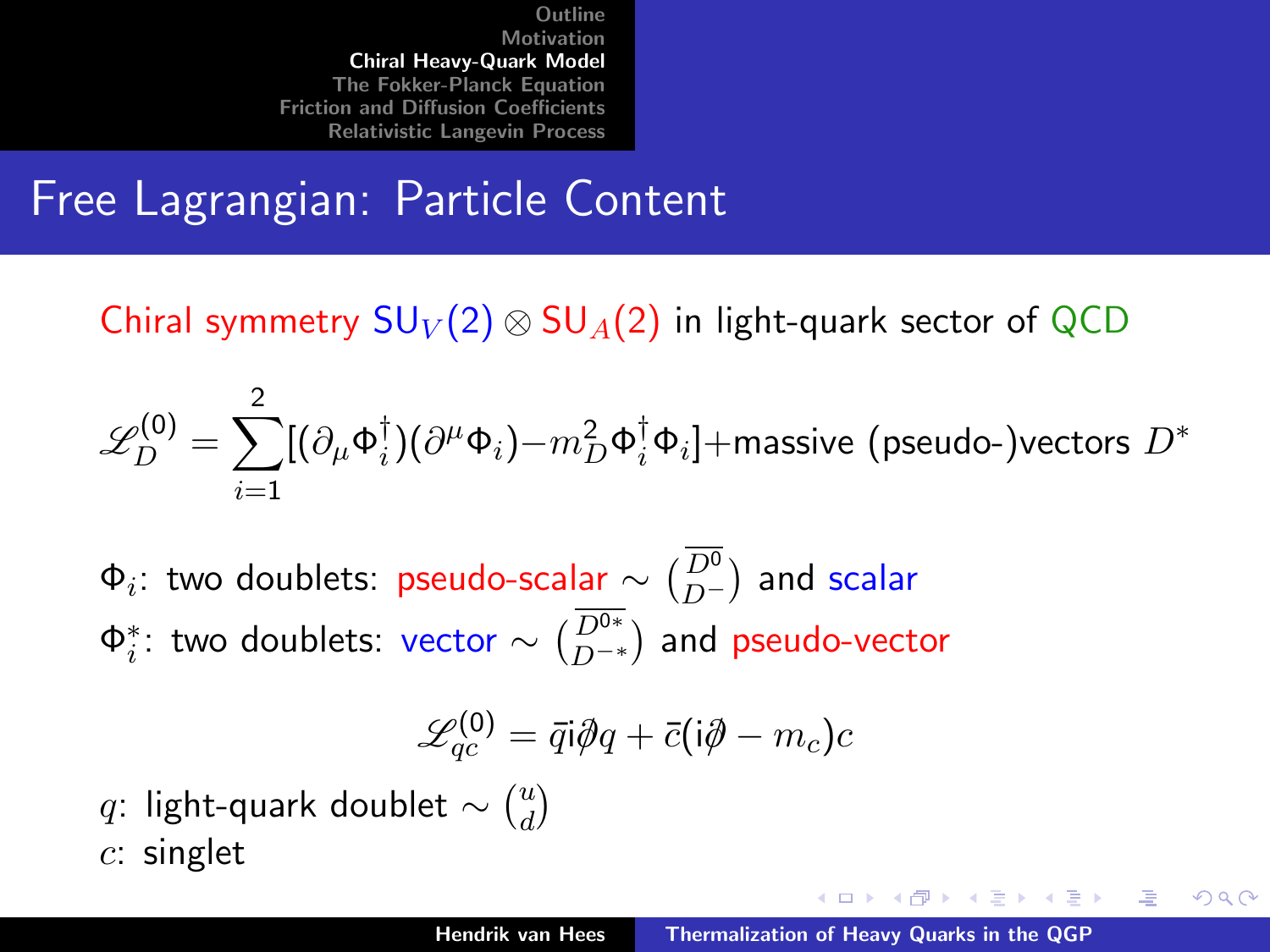# Free Lagrangian: Particle Content

Chiral symmetry $\mathrm{SU}_V(2) \otimes \mathrm{SU}_A(2)$ in light-quark sector of QCD

$$\mathscr{L}_D^{(0)} = \sum_{i=1}^{2} [(\partial_\mu \Phi_i^\dagger)(\partial^\mu \Phi_i) - m_D^2 \Phi_i^\dagger \Phi_i] + \text{massive (pseudo-)vectors } D^*$$

$\Phi_i$: two doublets: pseudo-scalar $\sim \binom{\overline{D^0}}{D^-}$ and scalar

$\Phi_i^*$: two doublets: vector $\sim \binom{\overline{D^{0*}}}{D^{-*}}$ and pseudo-vector

$$\mathscr{L}_{qc}^{(0)} = \bar{q} \mathrm{i} \not{\partial} q + \bar{c}(\mathrm{i}\not{\partial} - m_c) c$$

$q$: light-quark doublet $\sim \binom{u}{d}$

$c$: singlet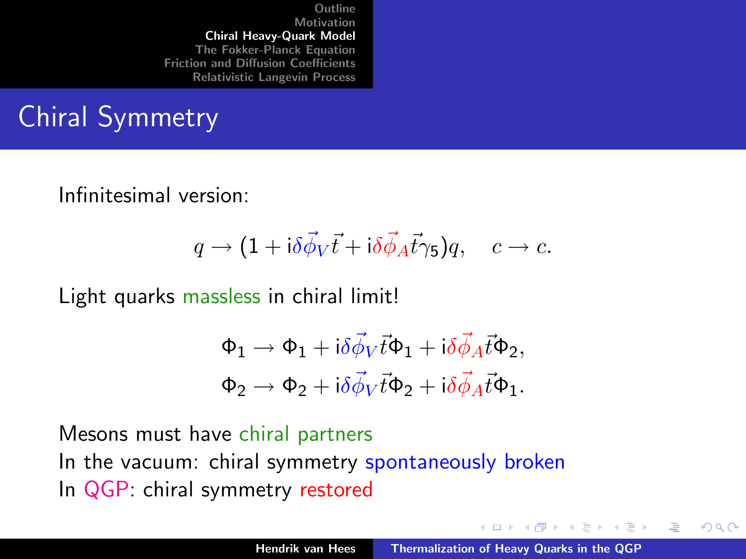## Chiral Symmetry

Infinitesimal version:

$$q \to (1 + \mathrm{i}\delta\vec{\phi}_V \vec{t} + \mathrm{i}\delta\vec{\phi}_A \vec{t}\gamma_5)q, \quad c \to c.$$

Light quarks massless in chiral limit!

$$\Phi_1 \to \Phi_1 + \mathrm{i}\delta\vec{\phi}_V \vec{t}\Phi_1 + \mathrm{i}\delta\vec{\phi}_A \vec{t}\Phi_2,$$
$$\Phi_2 \to \Phi_2 + \mathrm{i}\delta\vec{\phi}_V \vec{t}\Phi_2 + \mathrm{i}\delta\vec{\phi}_A \vec{t}\Phi_1.$$

Mesons must have chiral partners

In the vacuum: chiral symmetry spontaneously broken

In QGP: chiral symmetry restored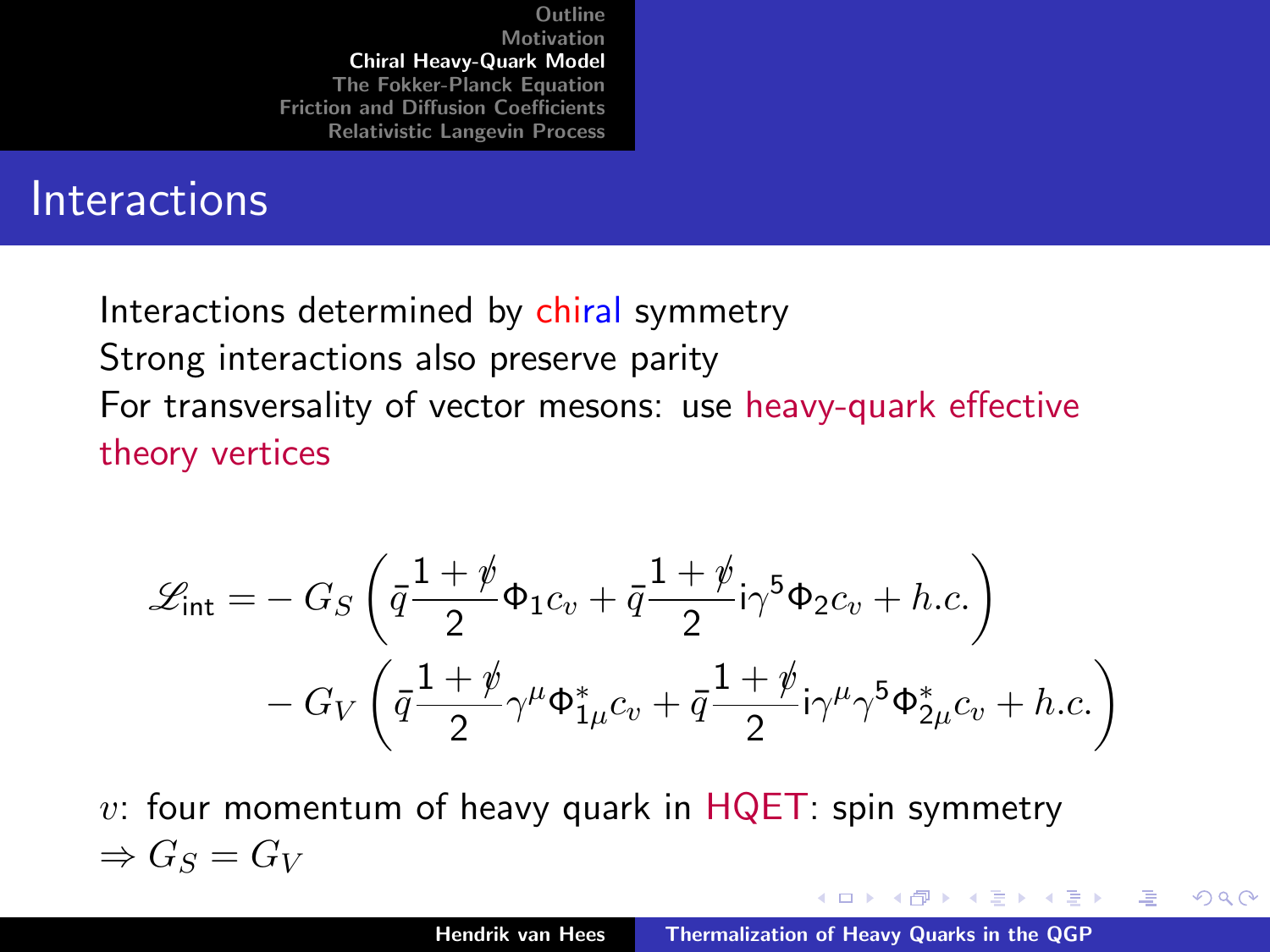# Interactions

Interactions determined by chiral symmetry

Strong interactions also preserve parity

For transversality of vector mesons: use heavy-quark effective theory vertices

$$
\begin{aligned}
\mathscr{L}_{\text{int}} = & - G_S \left( \bar{q} \frac{1+\not{v}}{2} \Phi_1 c_v + \bar{q} \frac{1+\not{v}}{2} \mathrm{i}\gamma^5 \Phi_2 c_v + h.c. \right) \\
& - G_V \left( \bar{q} \frac{1+\not{v}}{2} \gamma^\mu \Phi_{1\mu}^* c_v + \bar{q} \frac{1+\not{v}}{2} \mathrm{i}\gamma^\mu \gamma^5 \Phi_{2\mu}^* c_v + h.c. \right)
\end{aligned}
$$

$v$: four momentum of heavy quark in HQET: spin symmetry

$\Rightarrow G_S = G_V$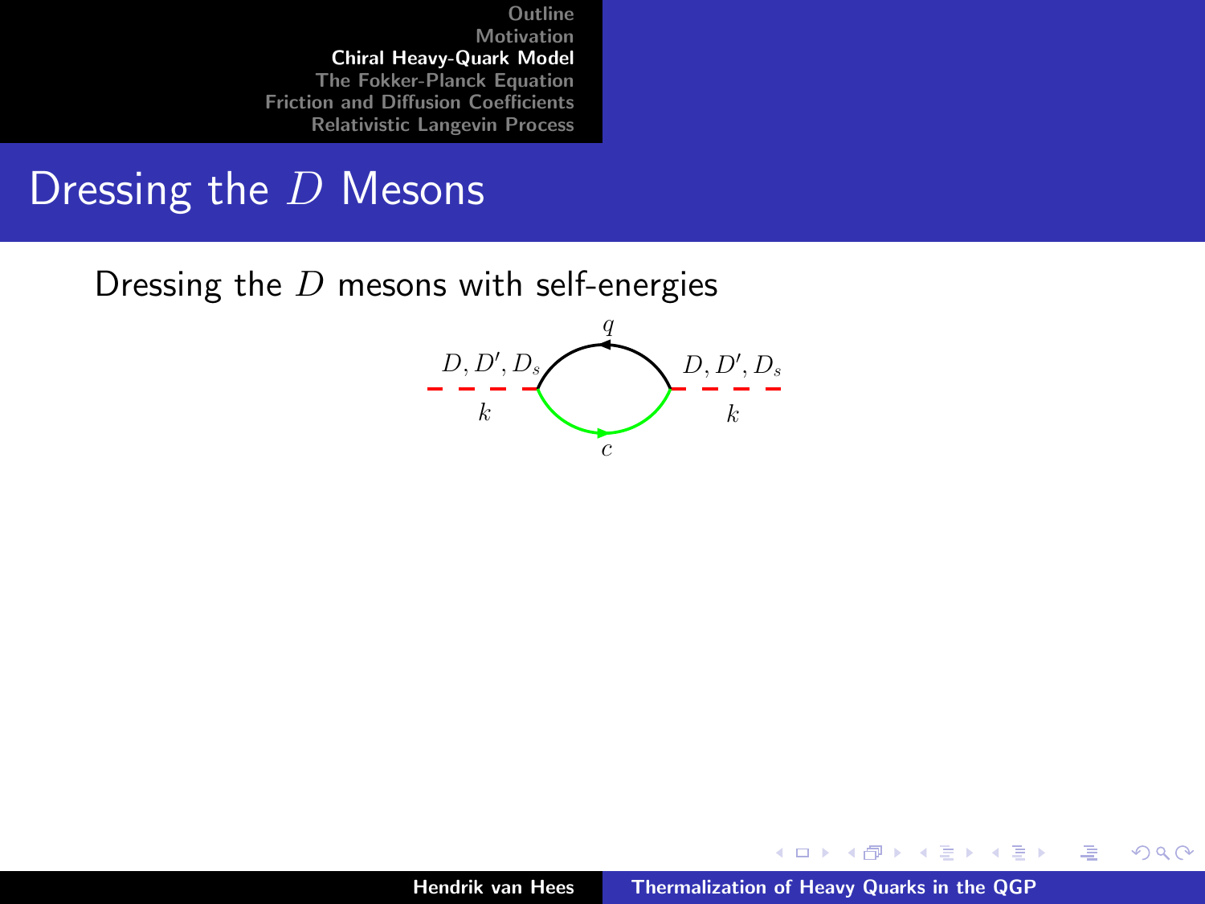# Dressing the $D$ Mesons

Dressing the $D$ mesons with self-energies

$D, D', D_s$ $q$ $D, D', D_s$

$k$ $c$ $k$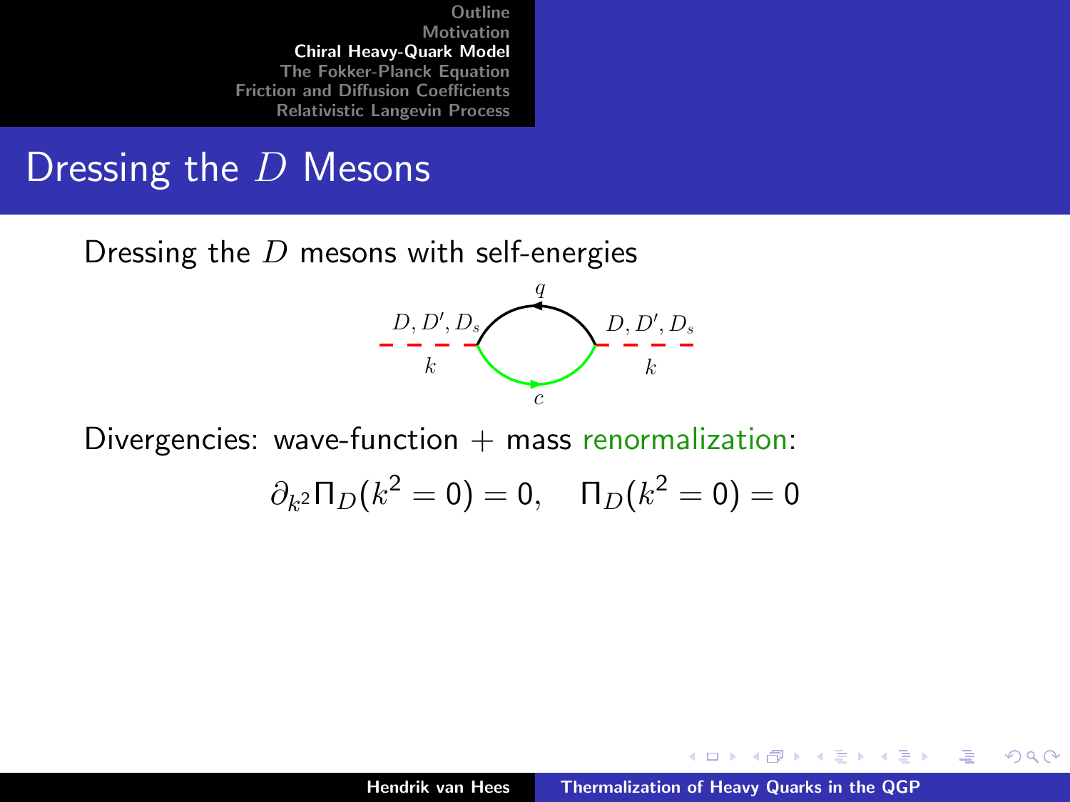# Dressing the $D$ Mesons

Dressing the $D$ mesons with self-energies

Divergencies: wave-function + mass renormalization:

$$\partial_{k^2}\Pi_D(k^2=0)=0, \quad \Pi_D(k^2=0)=0$$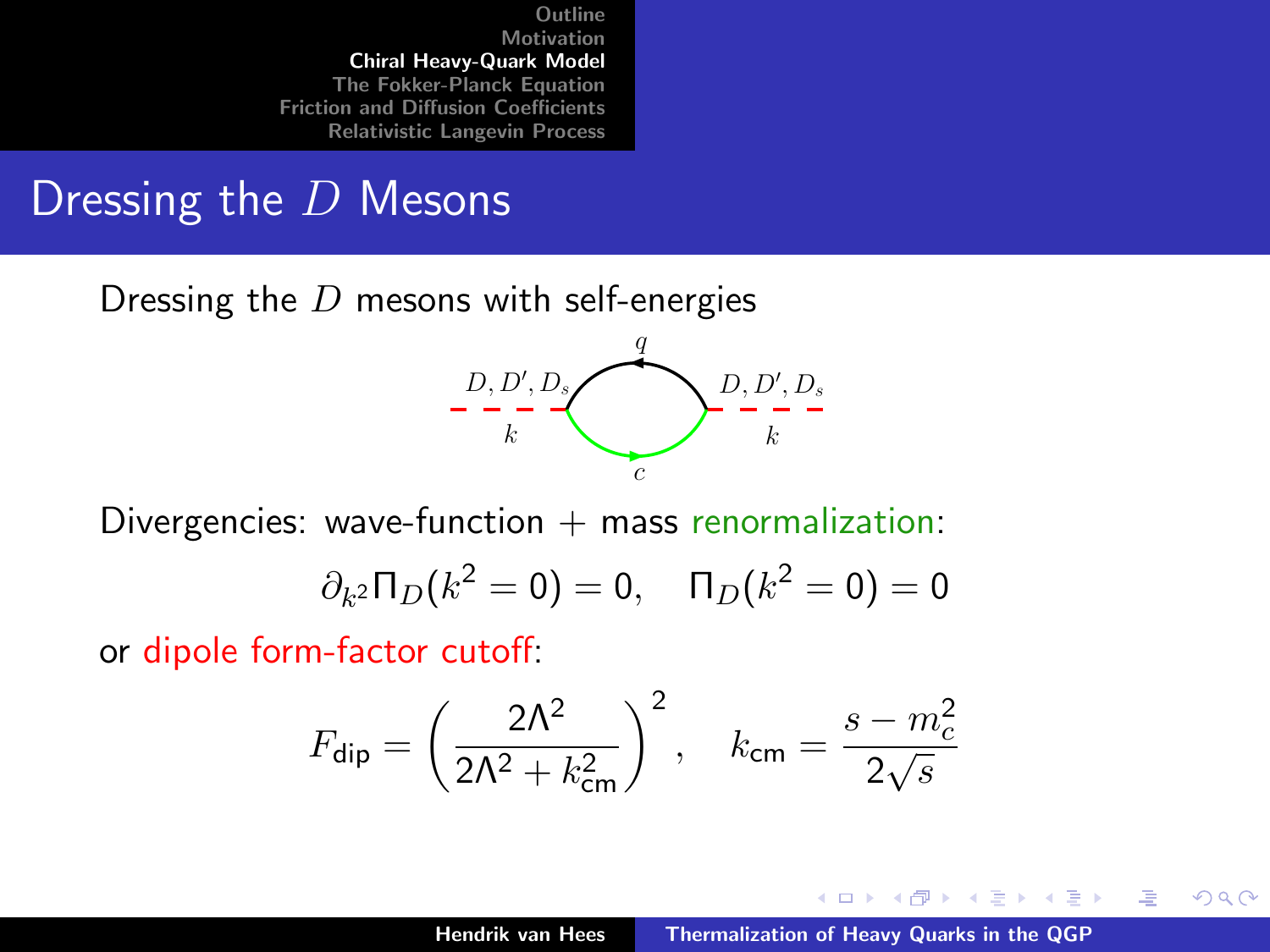# Dressing the $D$ Mesons

Dressing the $D$ mesons with self-energies

Divergencies: wave-function + mass renormalization:

$$\partial_{k^2} \Pi_D(k^2 = 0) = 0, \quad \Pi_D(k^2 = 0) = 0$$

or dipole form-factor cutoff:

$$F_{\text{dip}} = \left( \frac{2\Lambda^2}{2\Lambda^2 + k_{\text{cm}}^2} \right)^2, \quad k_{\text{cm}} = \frac{s - m_c^2}{2\sqrt{s}}$$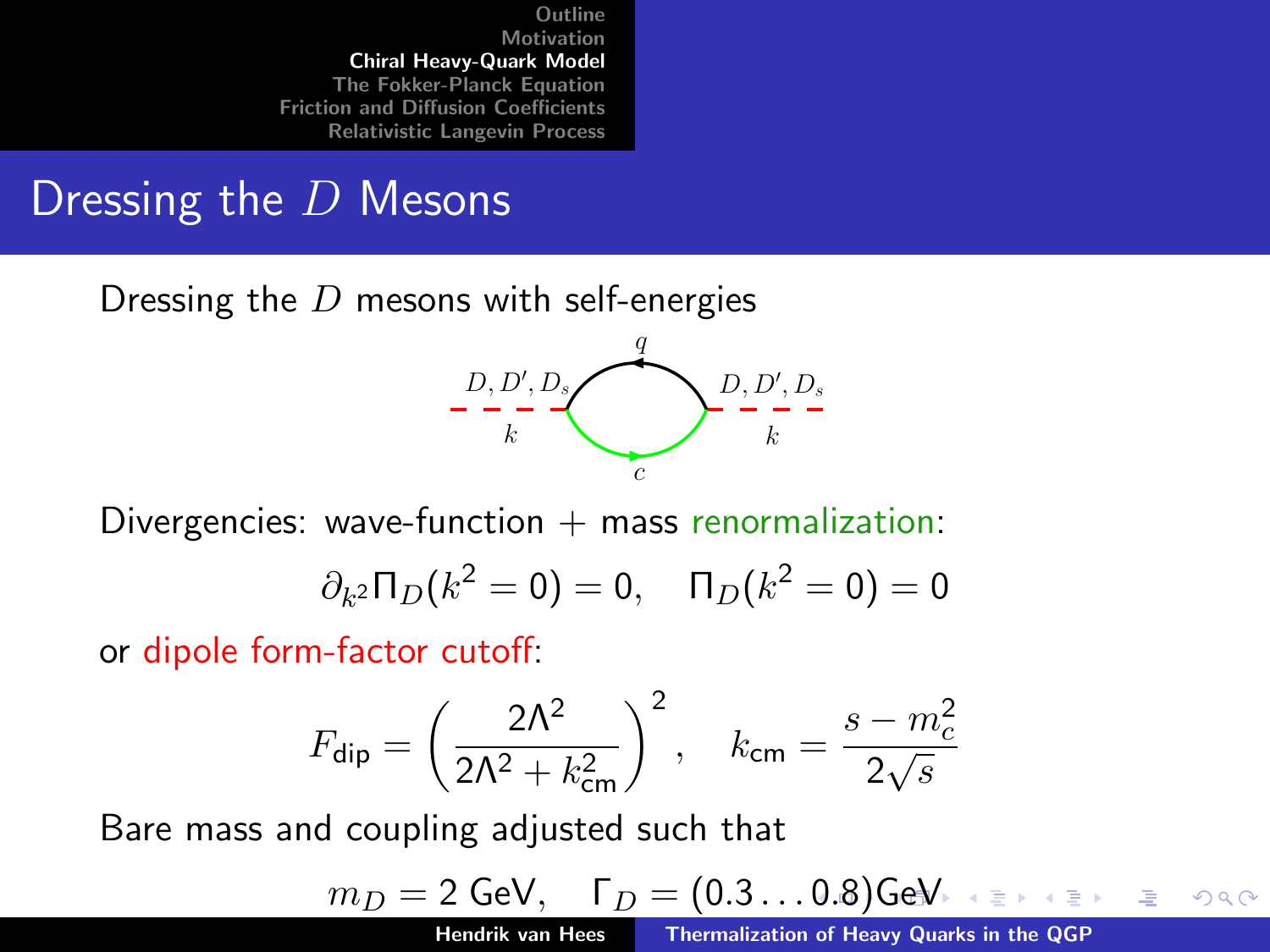## Dressing the $D$ Mesons

Dressing the $D$ mesons with self-energies

Divergencies: wave-function + mass renormalization:

$$\partial_{k^2}\Pi_D(k^2 = 0) = 0, \quad \Pi_D(k^2 = 0) = 0$$

or dipole form-factor cutoff:

$$F_{\text{dip}} = \left(\frac{2\Lambda^2}{2\Lambda^2 + k_{\text{cm}}^2}\right)^2, \quad k_{\text{cm}} = \frac{s - m_c^2}{2\sqrt{s}}$$

Bare mass and coupling adjusted such that

$$m_D = 2 \text{ GeV}, \quad \Gamma_D = (0.3 \ldots 0.8)\text{GeV}$$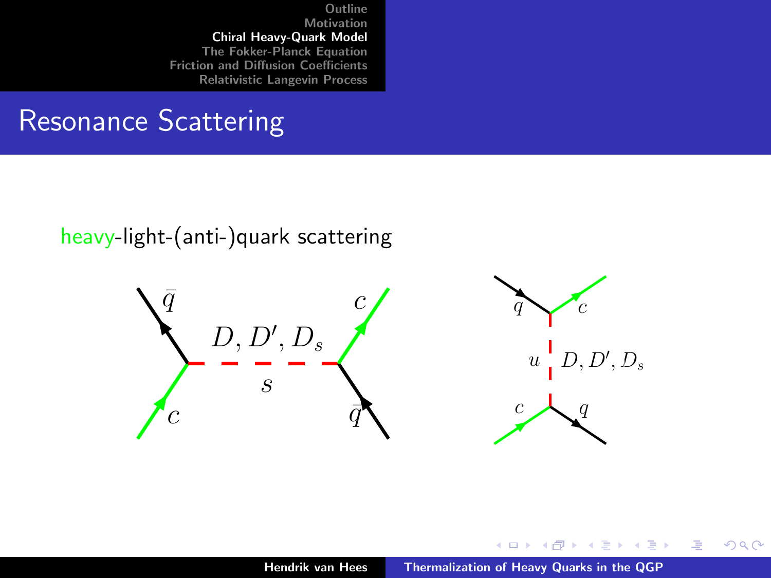# Resonance Scattering

heavy-light-(anti-)quark scattering

$\bar{q}$ $c$ $D, D', D_s$ $s$ $c$ $\bar{q}$

$q$ $c$ $u$ $D, D', D_s$ $c$ $q$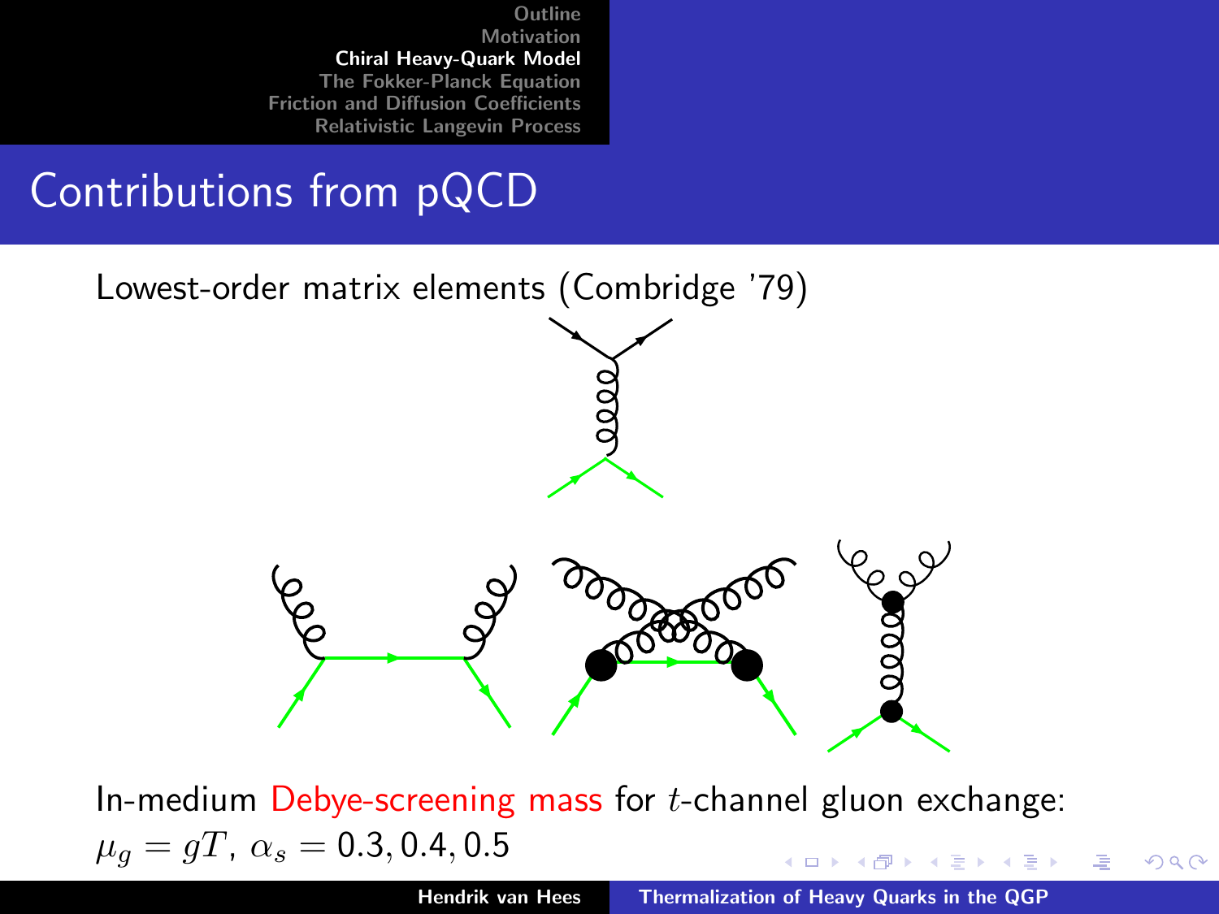# Contributions from pQCD

Lowest-order matrix elements (Combridge '79)

In-medium Debye-screening mass for $t$-channel gluon exchange:
$\mu_g = gT$, $\alpha_s = 0.3, 0.4, 0.5$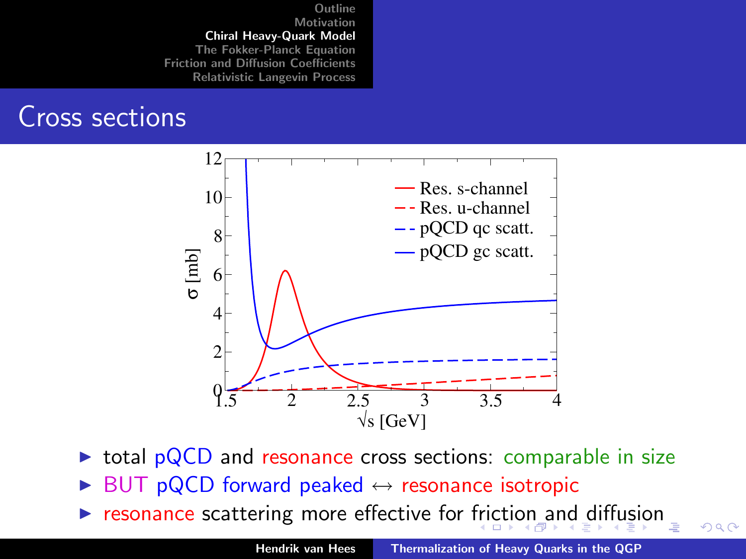## Cross sections

- total pQCD and resonance cross sections: comparable in size
- BUT pQCD forward peaked ↔ resonance isotropic
- resonance scattering more effective for friction and diffusion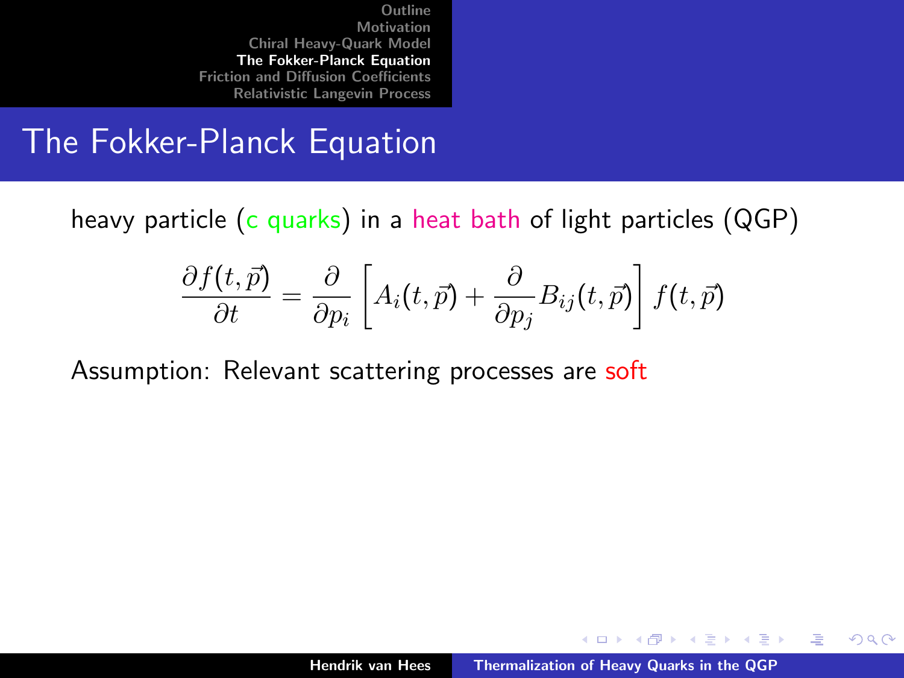# The Fokker-Planck Equation

heavy particle (c quarks) in a heat bath of light particles (QGP)

$$\frac{\partial f(t,\vec{p})}{\partial t} = \frac{\partial}{\partial p_i}\left[A_i(t,\vec{p}) + \frac{\partial}{\partial p_j}B_{ij}(t,\vec{p})\right] f(t,\vec{p})$$

Assumption: Relevant scattering processes are soft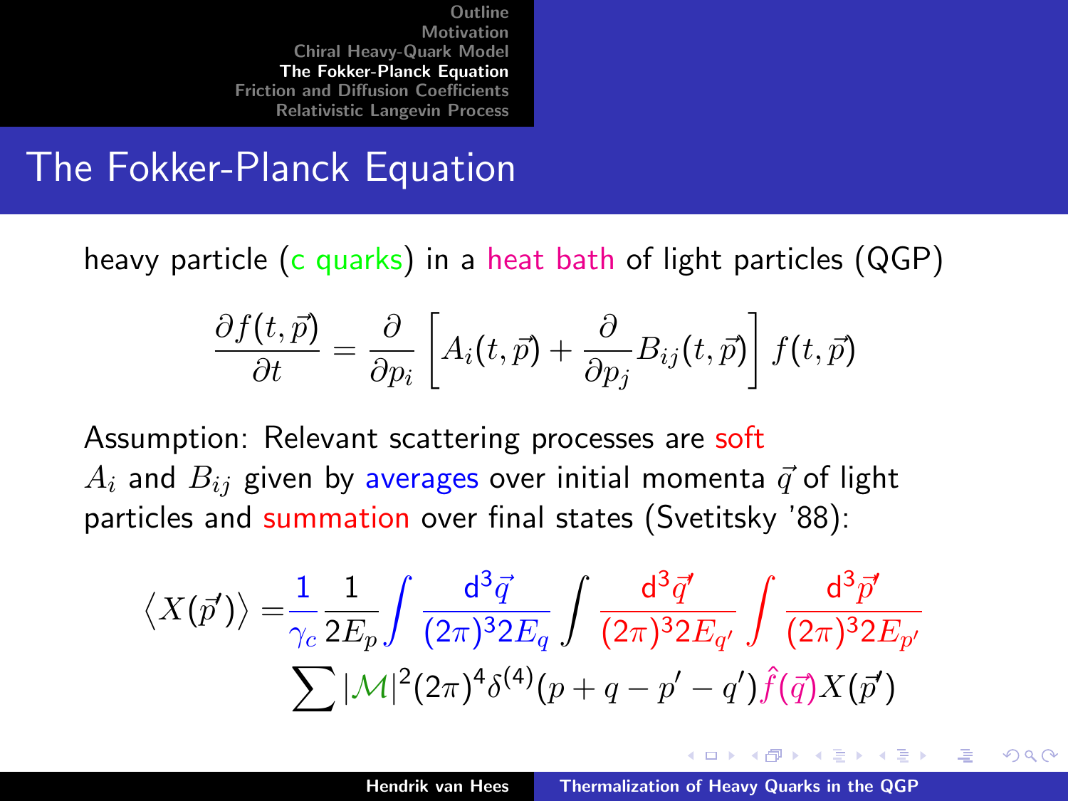# The Fokker-Planck Equation

heavy particle (c quarks) in a heat bath of light particles (QGP)

$$\frac{\partial f(t,\vec{p})}{\partial t} = \frac{\partial}{\partial p_i}\left[A_i(t,\vec{p}) + \frac{\partial}{\partial p_j} B_{ij}(t,\vec{p})\right] f(t,\vec{p})$$

Assumption: Relevant scattering processes are soft
$A_i$ and $B_{ij}$ given by averages over initial momenta $\vec{q}$ of light particles and summation over final states (Svetitsky '88):

$$\langle X(\vec{p}')\rangle = \frac{1}{\gamma_c}\frac{1}{2E_p}\int \frac{\mathrm{d}^3\vec{q}}{(2\pi)^3 2E_q}\int \frac{\mathrm{d}^3\vec{q}'}{(2\pi)^3 2E_{q'}}\int \frac{\mathrm{d}^3\vec{p}'}{(2\pi)^3 2E_{p'}} \sum |\mathcal{M}|^2 (2\pi)^4 \delta^{(4)}(p+q-p'-q')\hat{f}(\vec{q}) X(\vec{p}')$$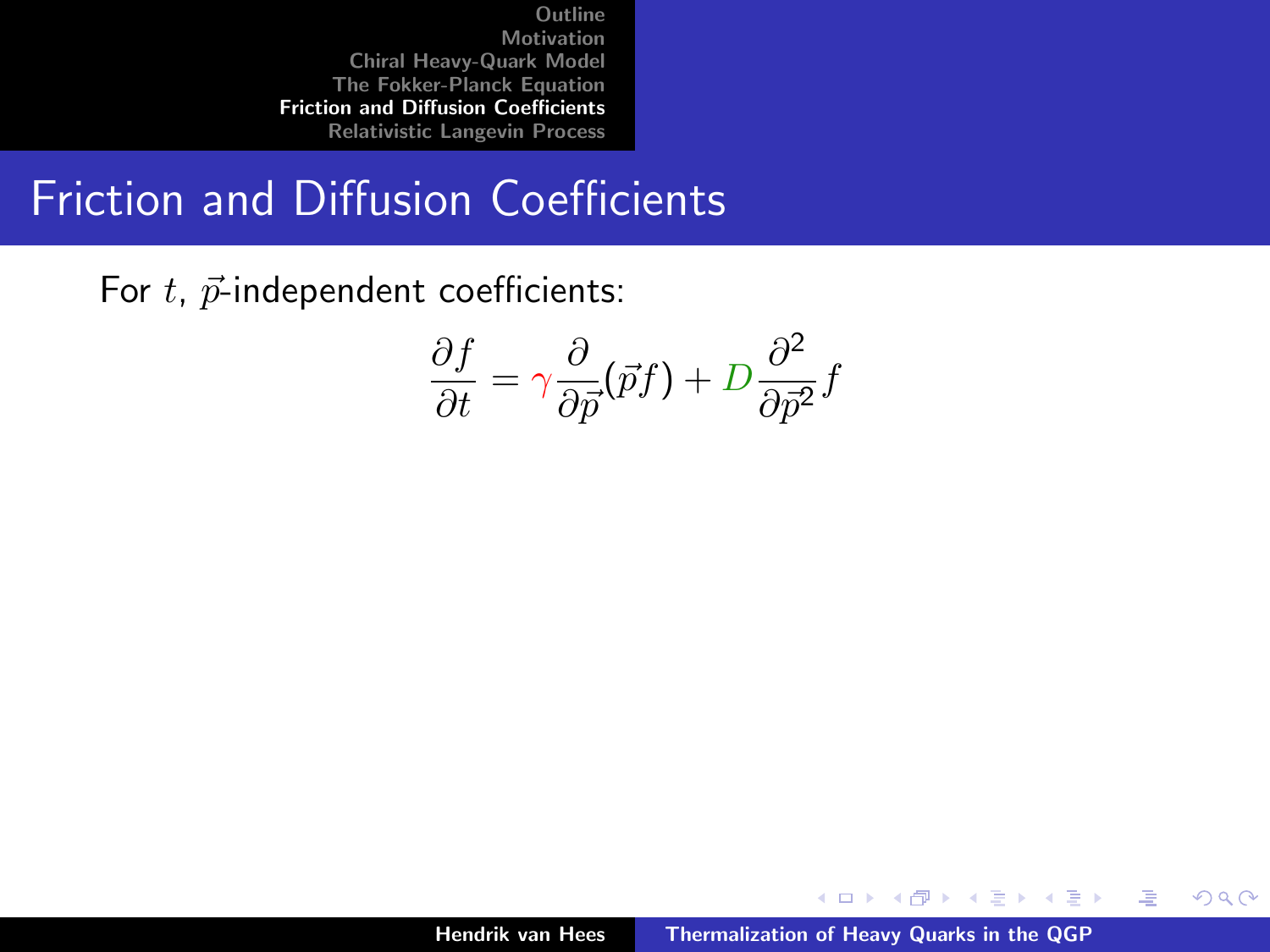# Friction and Diffusion Coefficients

For $t$, $\vec{p}$-independent coefficients:

$$\frac{\partial f}{\partial t} = \gamma \frac{\partial}{\partial \vec{p}}(\vec{p} f) + D \frac{\partial^2}{\partial \vec{p}^2} f$$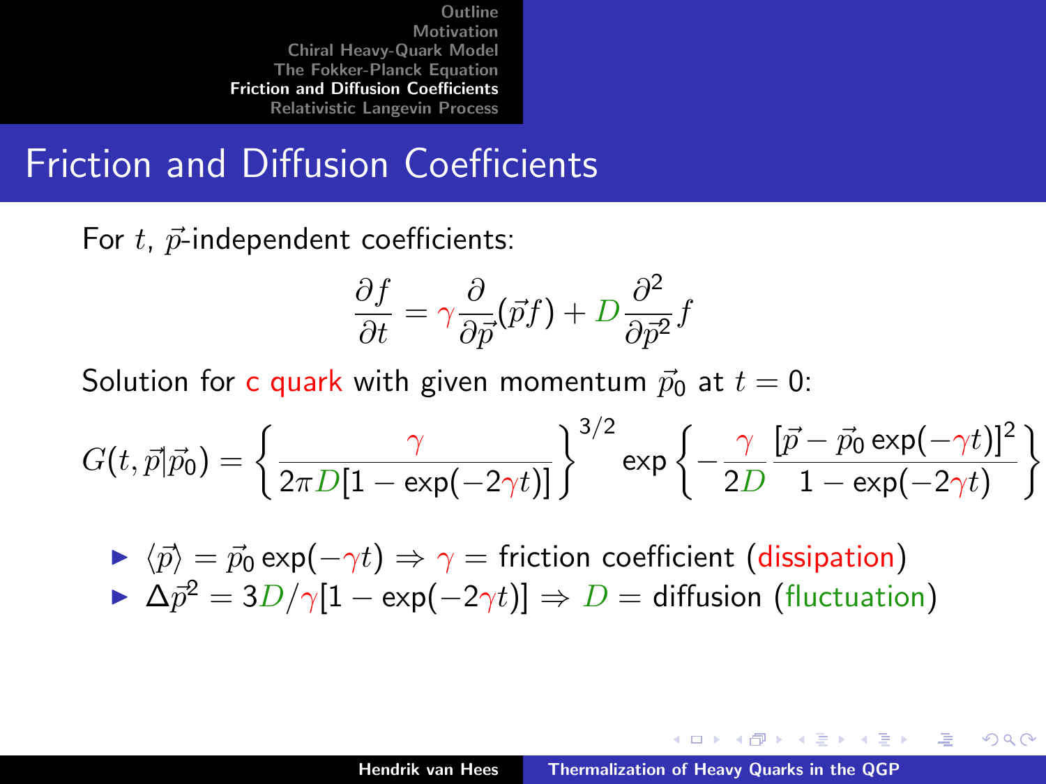## Friction and Diffusion Coefficients

For $t$, $\vec{p}$-independent coefficients:

$$\frac{\partial f}{\partial t} = \gamma \frac{\partial}{\partial \vec{p}}(\vec{p} f) + D \frac{\partial^2}{\partial \vec{p}^2} f$$

Solution for c quark with given momentum $\vec{p}_0$ at $t = 0$:

$$G(t, \vec{p}|\vec{p}_0) = \left\{ \frac{\gamma}{2\pi D[1 - \exp(-2\gamma t)]} \right\}^{3/2} \exp\left\{ -\frac{\gamma}{2D} \frac{[\vec{p} - \vec{p}_0 \exp(-\gamma t)]^2}{1 - \exp(-2\gamma t)} \right\}$$

- $\langle \vec{p} \rangle = \vec{p}_0 \exp(-\gamma t) \Rightarrow \gamma =$ friction coefficient (dissipation)
- $\Delta \vec{p}^2 = 3D/\gamma [1 - \exp(-2\gamma t)] \Rightarrow D =$ diffusion (fluctuation)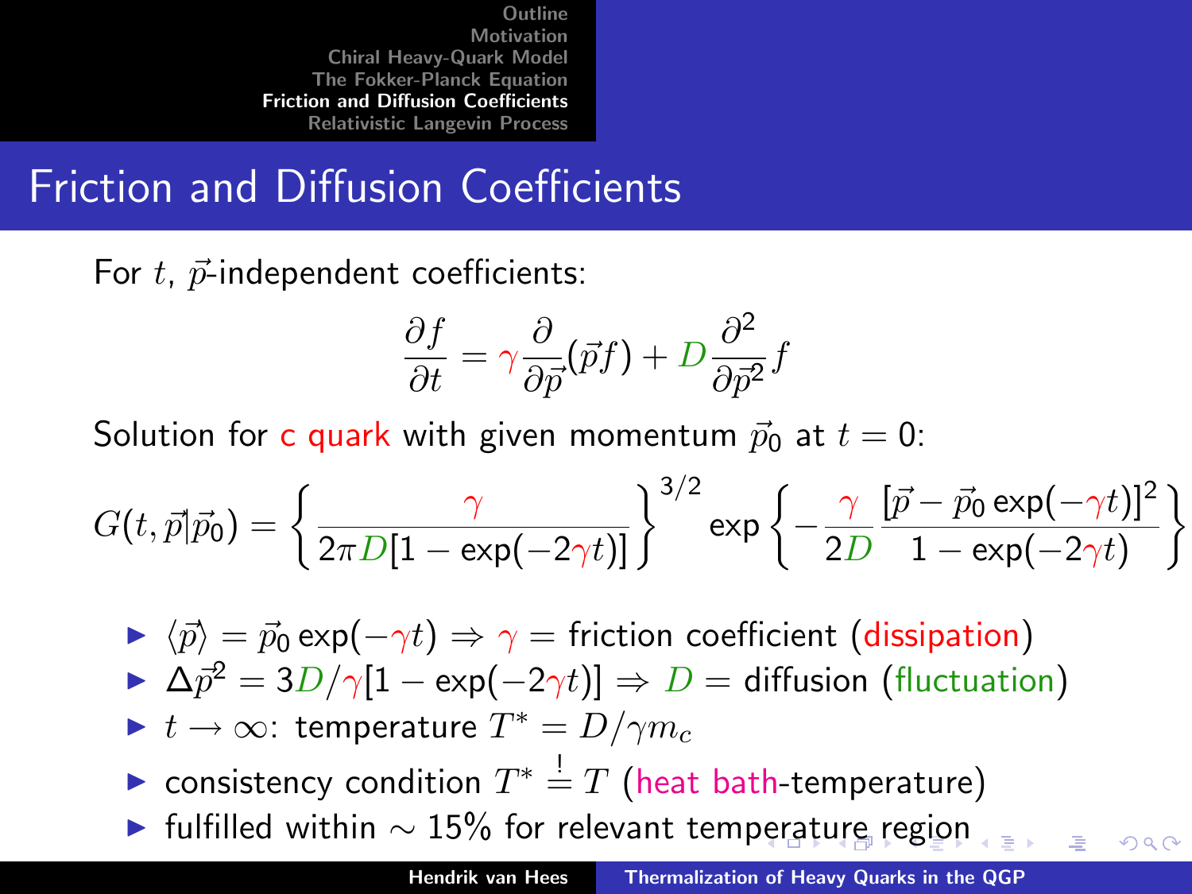# Friction and Diffusion Coefficients

For $t$, $\vec{p}$-independent coefficients:

$$\frac{\partial f}{\partial t} = \gamma \frac{\partial}{\partial \vec{p}}(\vec{p} f) + D \frac{\partial^2}{\partial \vec{p}^2} f$$

Solution for c quark with given momentum $\vec{p}_0$ at $t = 0$:

$$G(t, \vec{p}|\vec{p}_0) = \left\{ \frac{\gamma}{2\pi D[1 - \exp(-2\gamma t)]} \right\}^{3/2} \exp\left\{ -\frac{\gamma}{2D} \frac{[\vec{p} - \vec{p}_0 \exp(-\gamma t)]^2}{1 - \exp(-2\gamma t)} \right\}$$

- $\langle \vec{p} \rangle = \vec{p}_0 \exp(-\gamma t) \Rightarrow \gamma =$ friction coefficient (dissipation)
- $\Delta \vec{p}^2 = 3D/\gamma[1 - \exp(-2\gamma t)] \Rightarrow D =$ diffusion (fluctuation)
- $t \to \infty$: temperature $T^* = D/\gamma m_c$
- consistency condition $T^* \stackrel{!}{=} T$ (heat bath-temperature)
- fulfilled within $\sim 15\%$ for relevant temperature region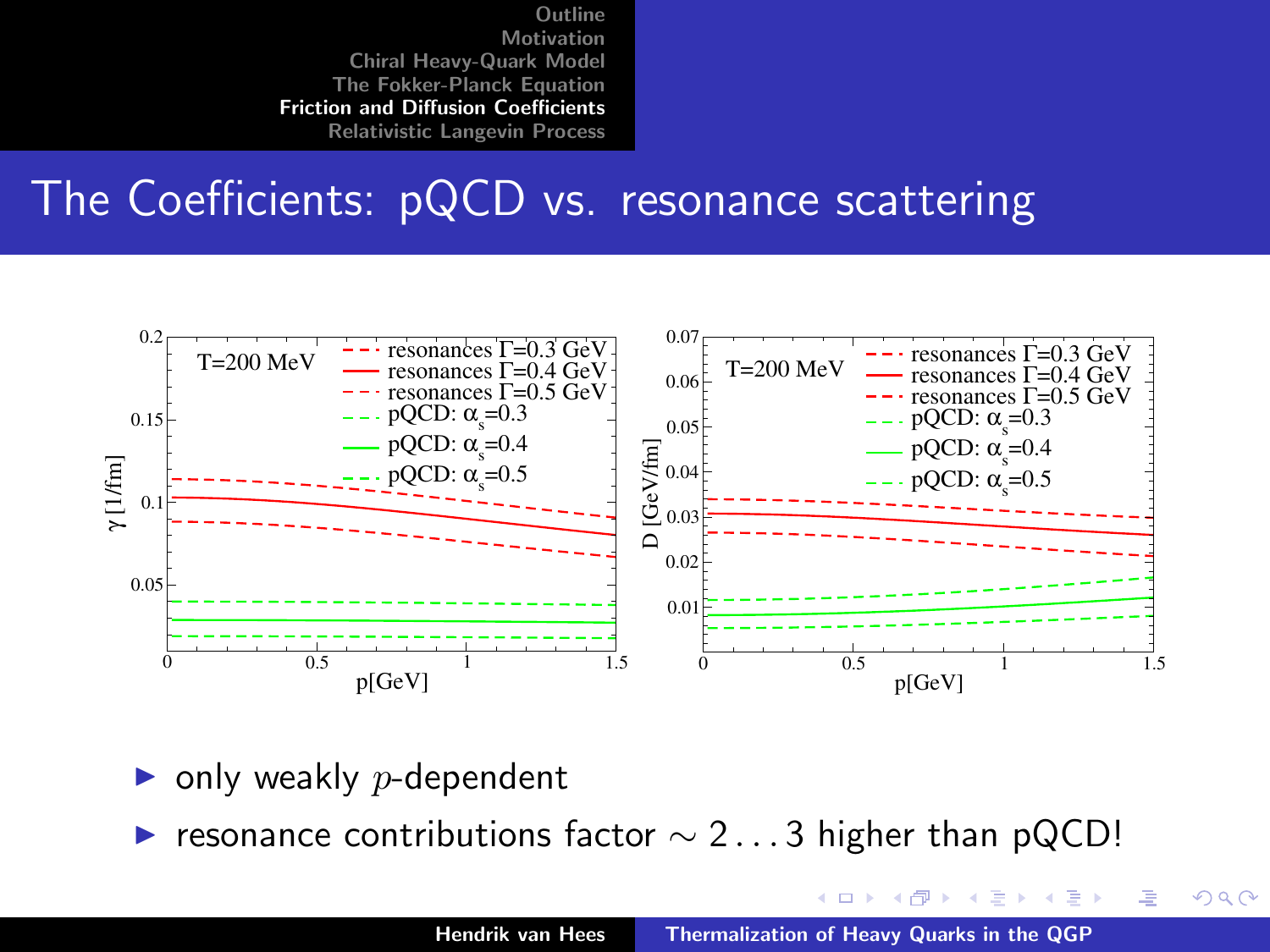## The Coefficients: pQCD vs. resonance scattering

- only weakly $p$-dependent
- resonance contributions factor $\sim 2 \ldots 3$ higher than pQCD!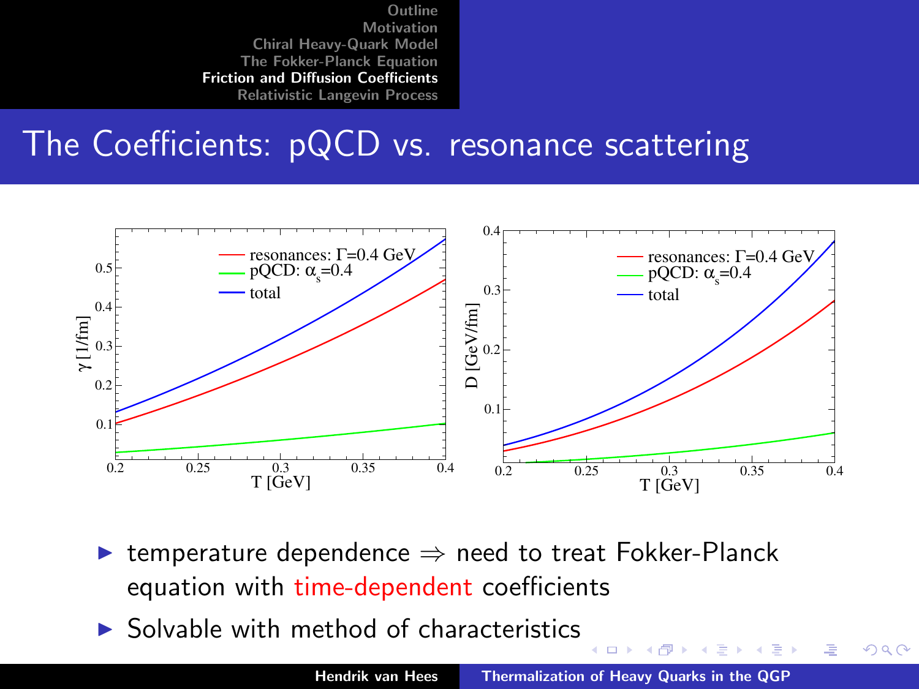# The Coefficients: pQCD vs. resonance scattering

- temperature dependence ⇒ need to treat Fokker-Planck equation with time-dependent coefficients
- Solvable with method of characteristics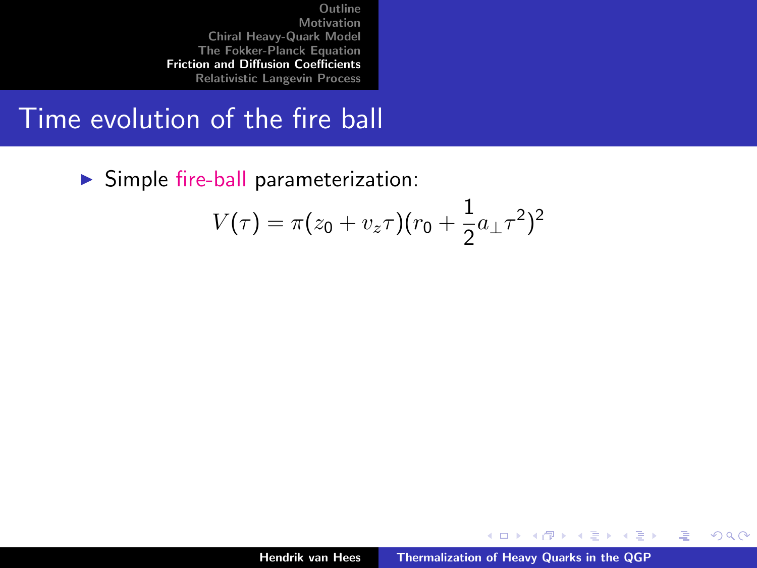# Time evolution of the fire ball

- Simple fire-ball parameterization:

$$V(\tau) = \pi(z_0 + v_z \tau)(r_0 + \frac{1}{2} a_\perp \tau^2)^2$$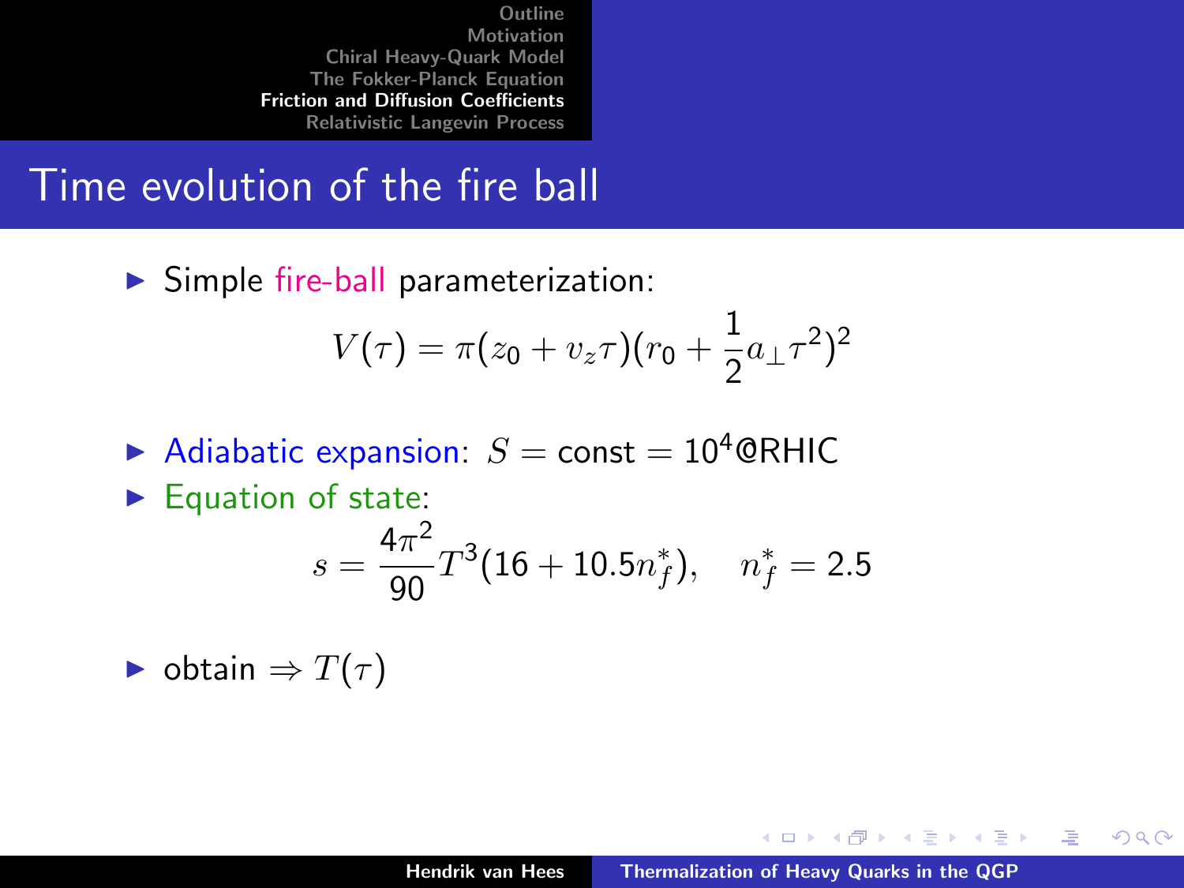# Time evolution of the fire ball

- Simple fire-ball parameterization:

$$V(\tau) = \pi(z_0 + v_z\tau)(r_0 + \frac{1}{2}a_\perp\tau^2)^2$$

- Adiabatic expansion: $S = \text{const} = 10^4$@RHIC
- Equation of state:

$$s = \frac{4\pi^2}{90}T^3(16 + 10.5n_f^*), \quad n_f^* = 2.5$$

- obtain $\Rightarrow T(\tau)$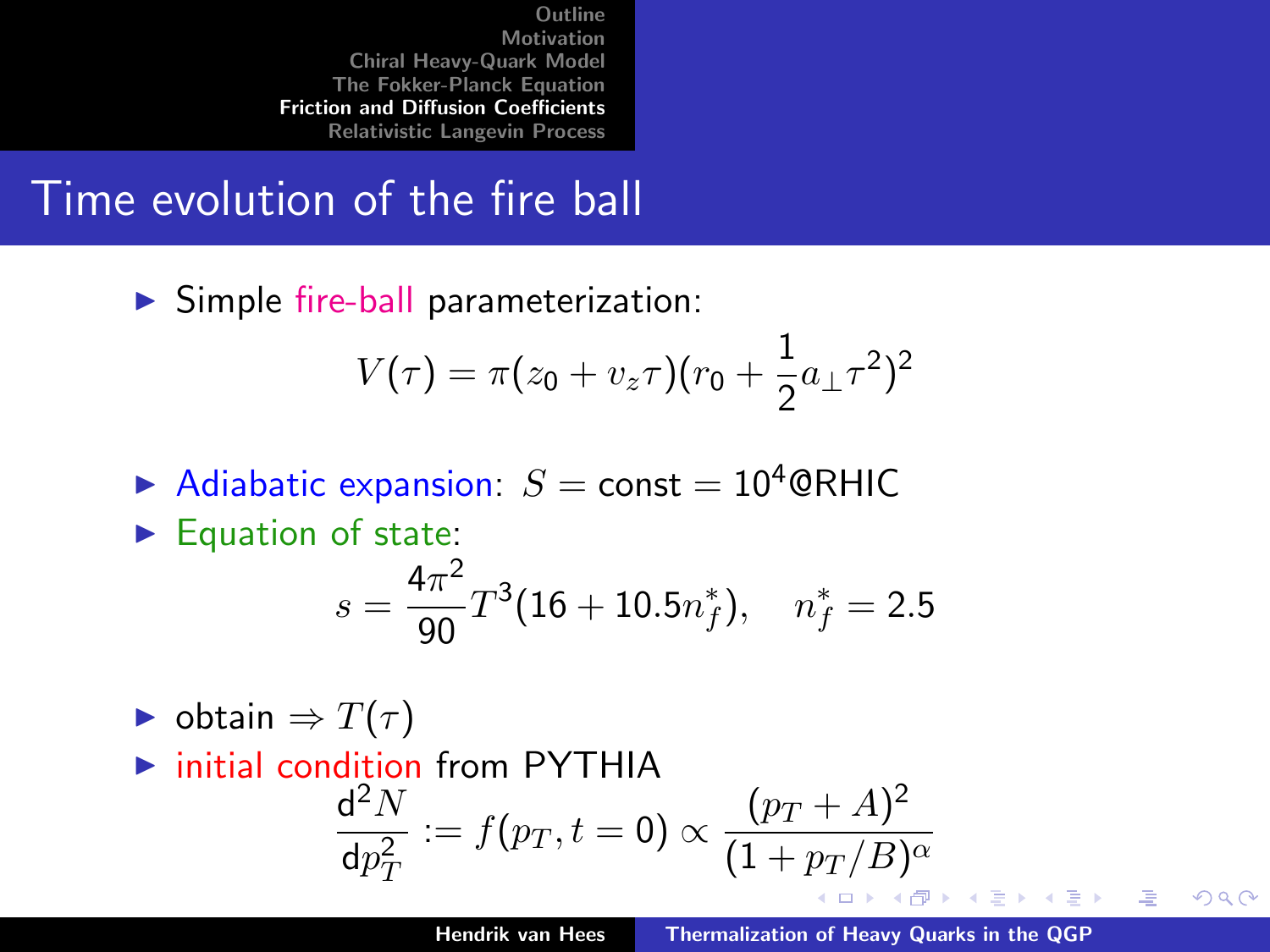# Time evolution of the fire ball

- Simple fire-ball parameterization:

$$V(\tau) = \pi(z_0 + v_z \tau)(r_0 + \frac{1}{2}a_\perp \tau^2)^2$$

- Adiabatic expansion: $S = \text{const} = 10^4$@RHIC
- Equation of state:

$$s = \frac{4\pi^2}{90} T^3 (16 + 10.5 n_f^*), \quad n_f^* = 2.5$$

- obtain $\Rightarrow T(\tau)$
- initial condition from PYTHIA

$$\frac{\mathrm{d}^2 N}{\mathrm{d}p_T^2} := f(p_T, t=0) \propto \frac{(p_T + A)^2}{(1 + p_T/B)^\alpha}$$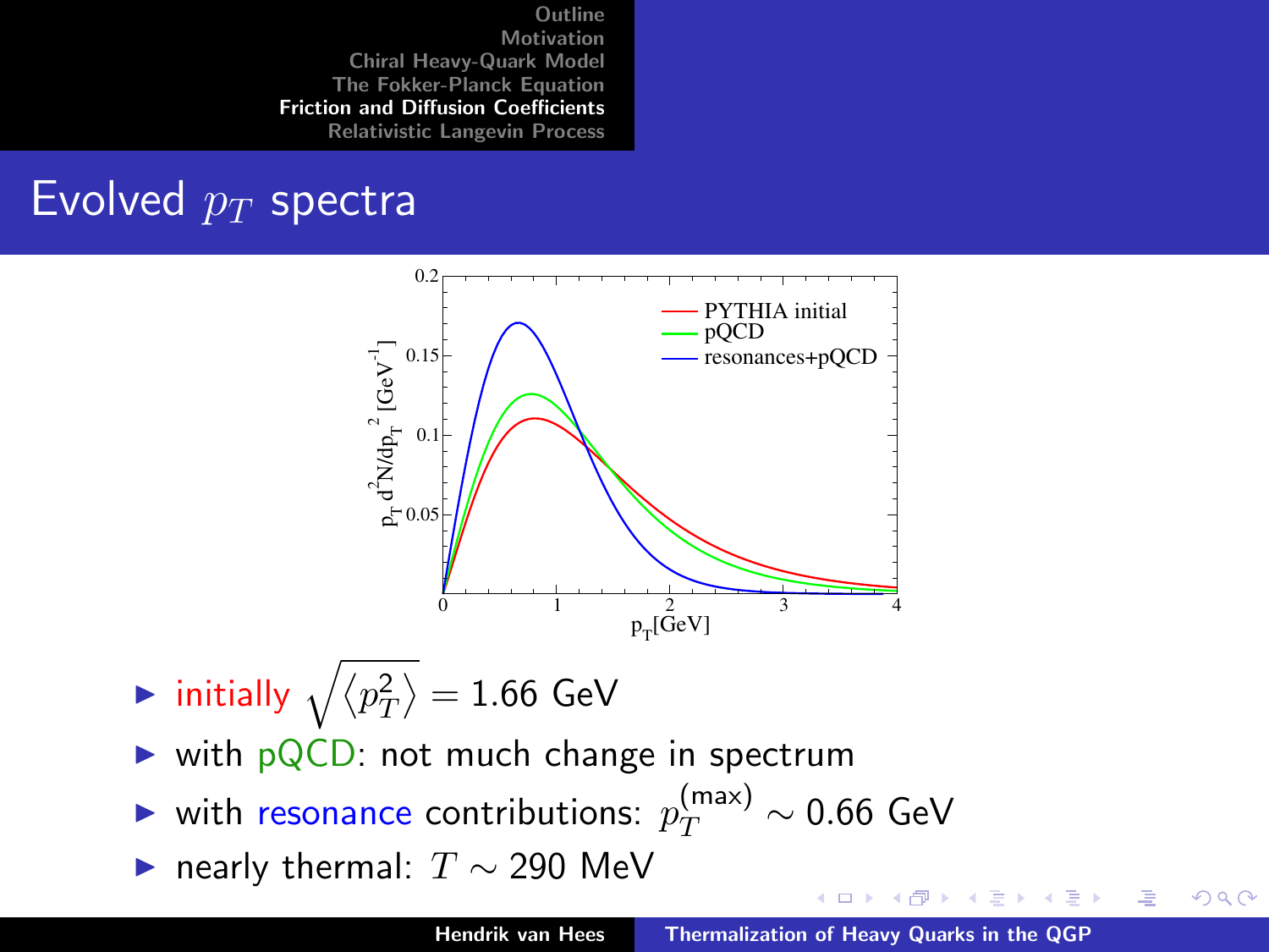## Evolved $p_T$ spectra

- initially $\sqrt{\langle p_T^2 \rangle} = 1.66$ GeV
- with pQCD: not much change in spectrum
- with resonance contributions: $p_T^{(\text{max})} \sim 0.66$ GeV
- nearly thermal: $T \sim 290$ MeV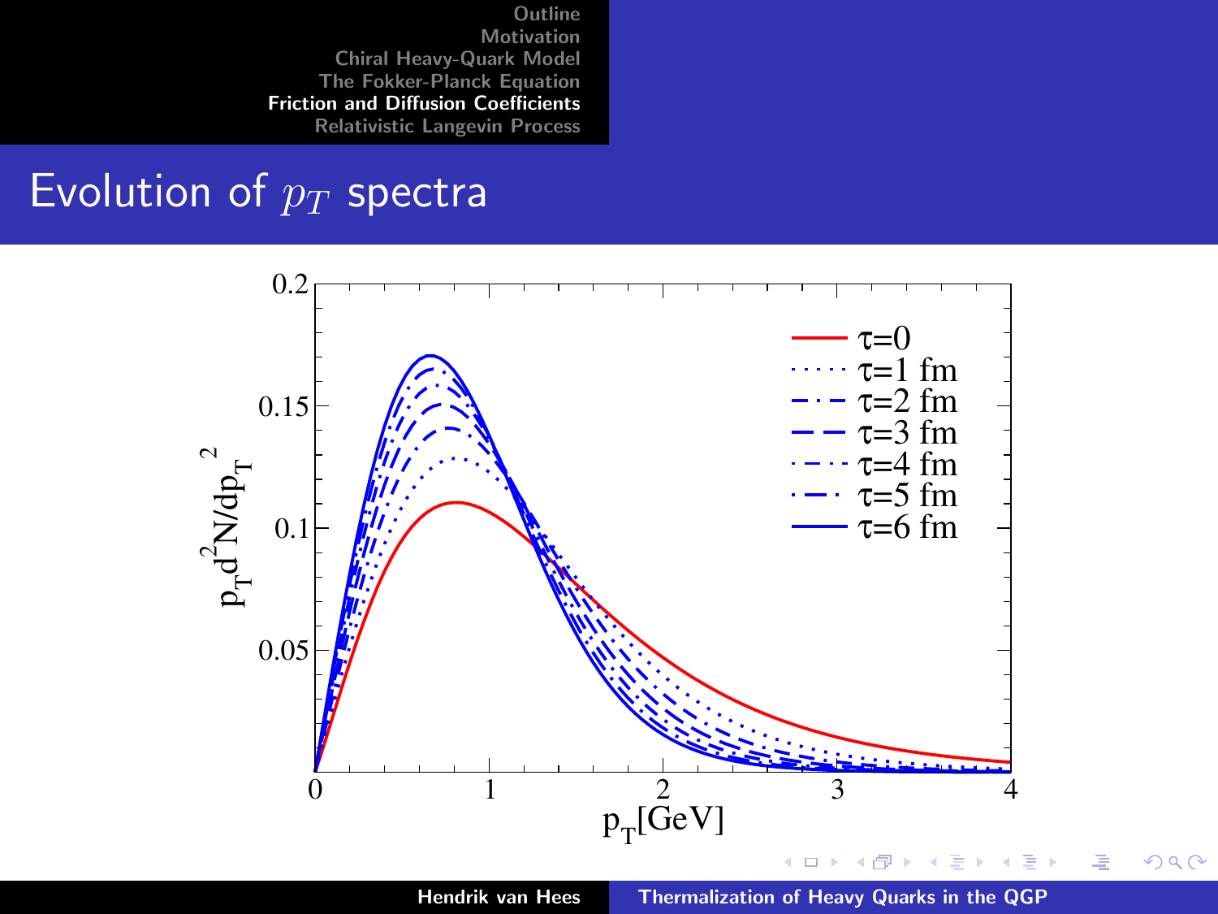# Evolution of $p_T$ spectra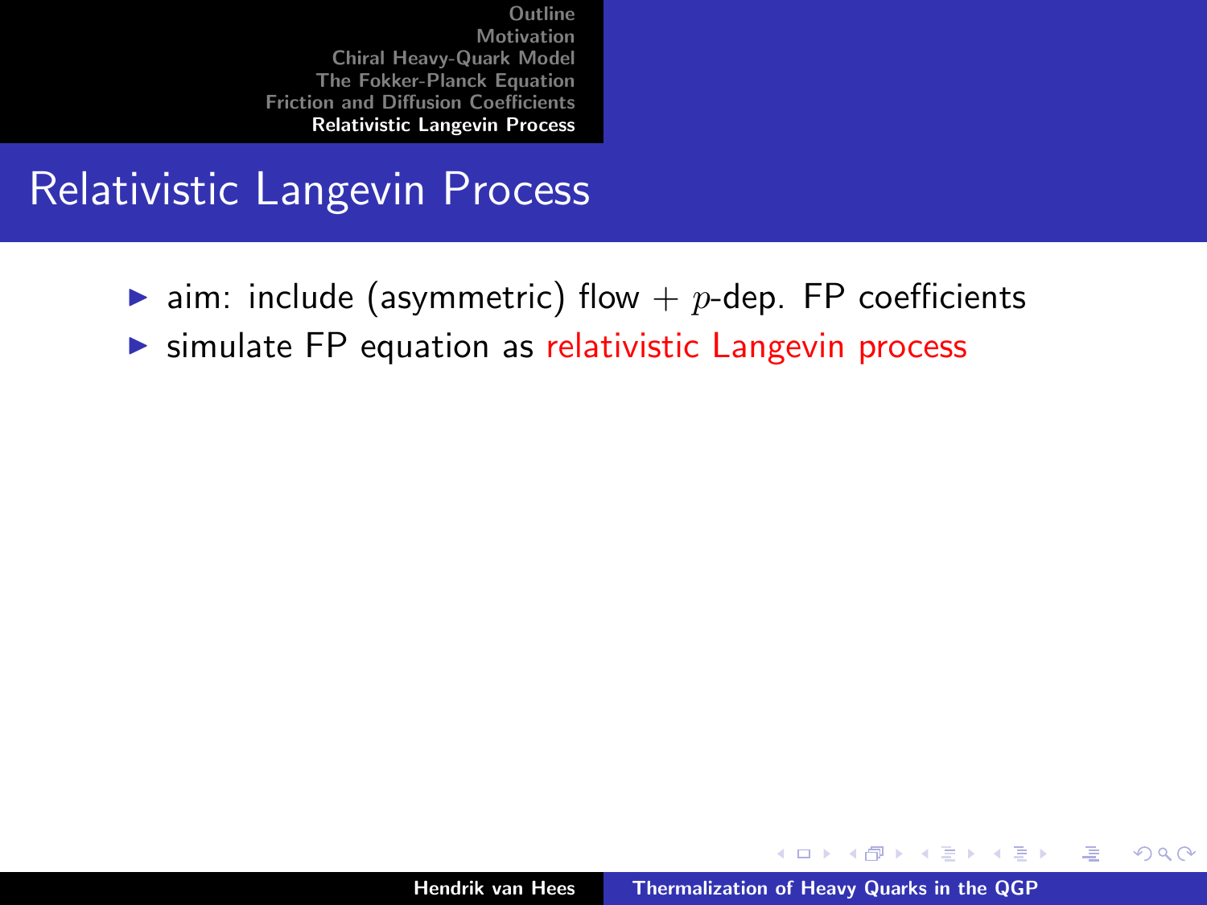# Relativistic Langevin Process

- aim: include (asymmetric) flow + $p$-dep. FP coefficients
- simulate FP equation as relativistic Langevin process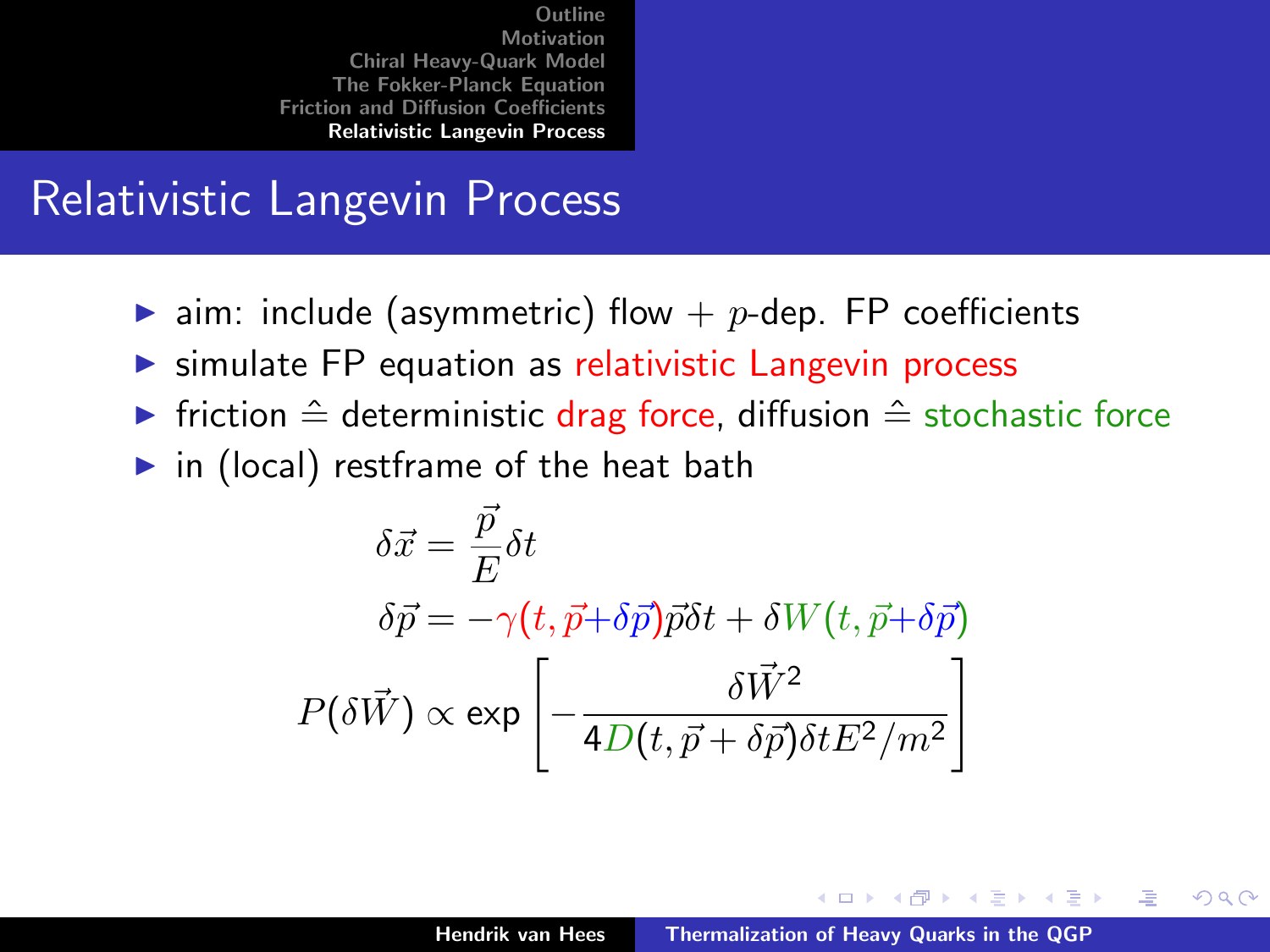# Relativistic Langevin Process

- aim: include (asymmetric) flow + $p$-dep. FP coefficients
- simulate FP equation as relativistic Langevin process
- friction $\hat{=}$ deterministic drag force, diffusion $\hat{=}$ stochastic force
- in (local) restframe of the heat bath

$$\delta \vec{x} = \frac{\vec{p}}{E} \delta t$$

$$\delta \vec{p} = -\gamma(t, \vec{p} + \delta \vec{p}) \vec{p} \delta t + \delta W(t, \vec{p} + \delta \vec{p})$$

$$P(\delta \vec{W}) \propto \exp\left[ - \frac{\delta \vec{W}^2}{4 D(t, \vec{p} + \delta \vec{p}) \delta t E^2 / m^2} \right]$$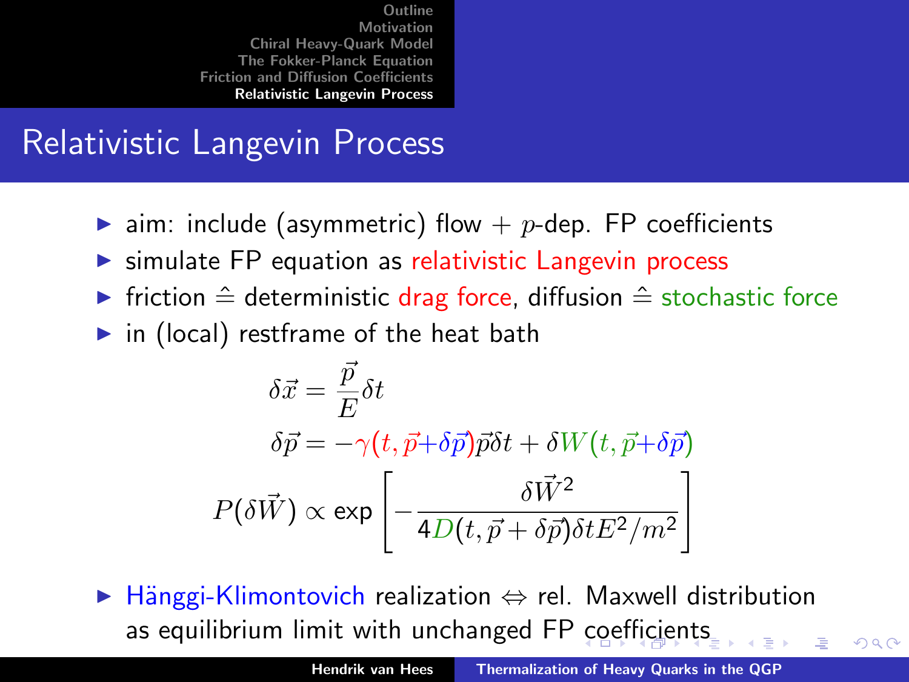# Relativistic Langevin Process

- aim: include (asymmetric) flow + $p$-dep. FP coefficients
- simulate FP equation as relativistic Langevin process
- friction $\hat{=}$ deterministic drag force, diffusion $\hat{=}$ stochastic force
- in (local) restframe of the heat bath

$$\delta \vec{x} = \frac{\vec{p}}{E} \delta t$$

$$\delta \vec{p} = -\gamma(t, \vec{p} + \delta \vec{p}) \vec{p} \delta t + \delta W(t, \vec{p} + \delta \vec{p})$$

$$P(\delta \vec{W}) \propto \exp\left[ -\frac{\delta \vec{W}^2}{4D(t, \vec{p} + \delta \vec{p}) \delta t E^2 / m^2} \right]$$

- Hänggi-Klimontovich realization $\Leftrightarrow$ rel. Maxwell distribution as equilibrium limit with unchanged FP coefficients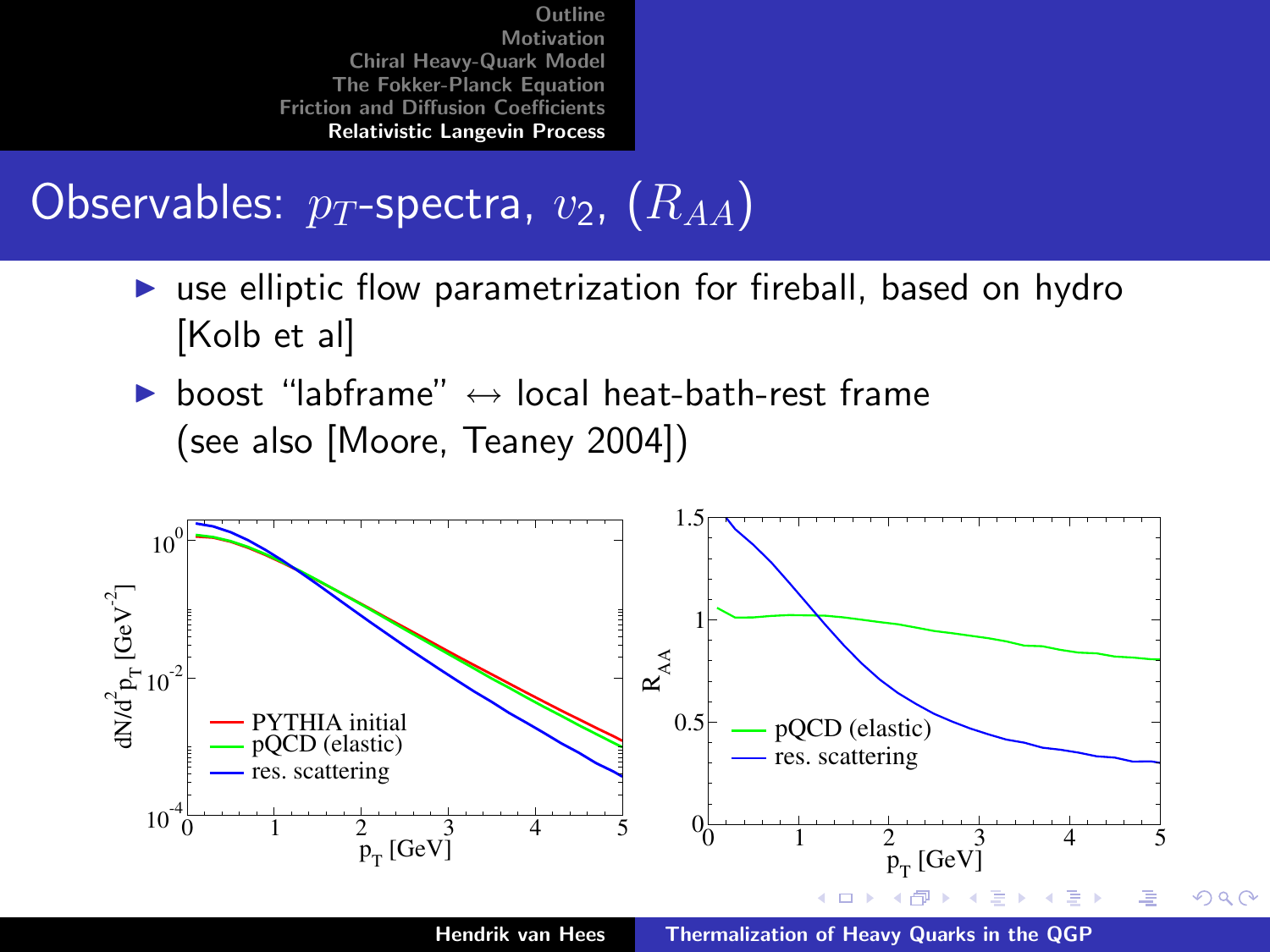# Observables: $p_T$-spectra, $v_2$, ($R_{AA}$)

- use elliptic flow parametrization for fireball, based on hydro [Kolb et al]
- boost "labframe" $\leftrightarrow$ local heat-bath-rest frame (see also [Moore, Teaney 2004])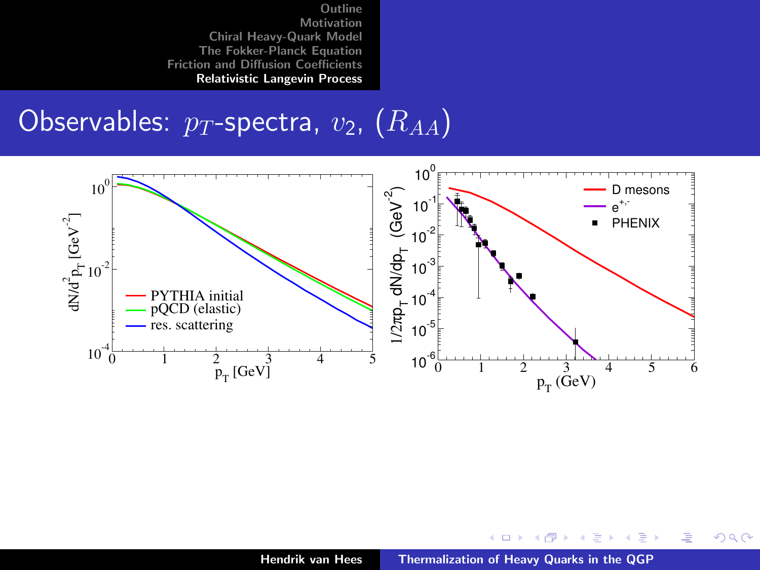# Observables: $p_T$-spectra, $v_2$, $(R_{AA})$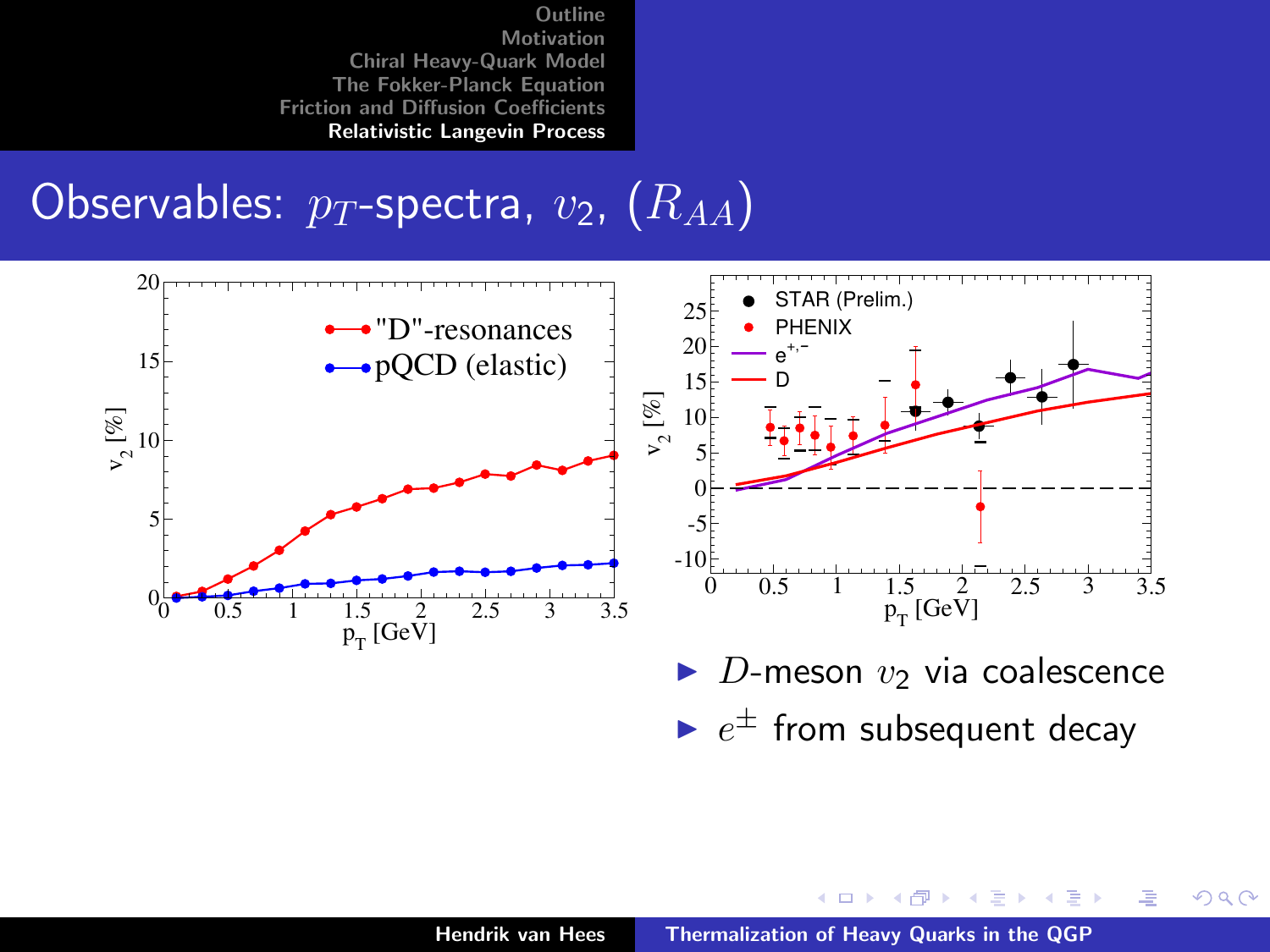# Observables: $p_T$-spectra, $v_2$, $(R_{AA})$

- $D$-meson $v_2$ via coalescence
- $e^{\pm}$ from subsequent decay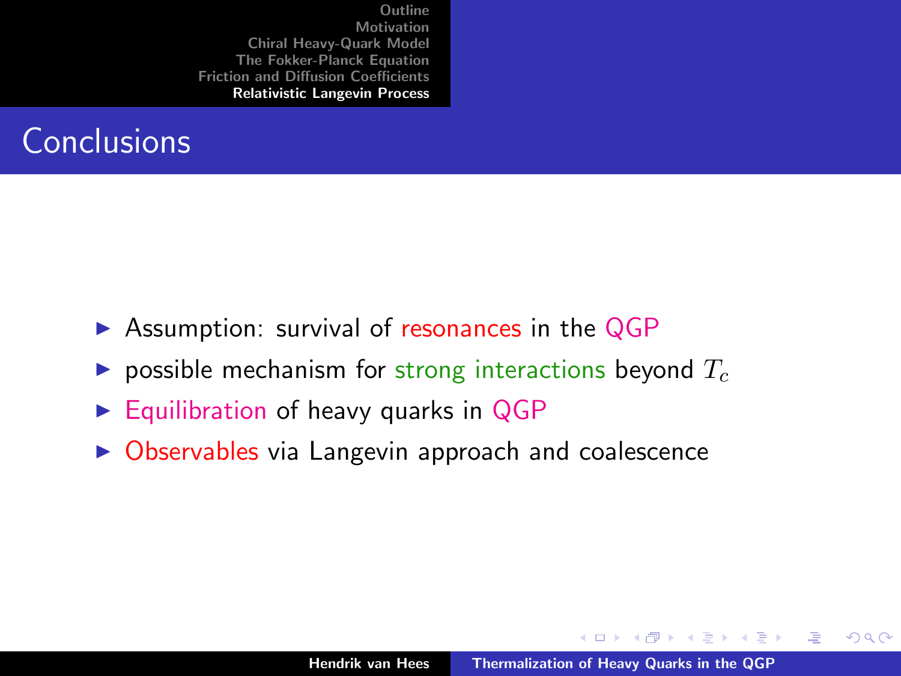## Conclusions

- Assumption: survival of resonances in the QGP
- possible mechanism for strong interactions beyond $T_c$
- Equilibration of heavy quarks in QGP
- Observables via Langevin approach and coalescence